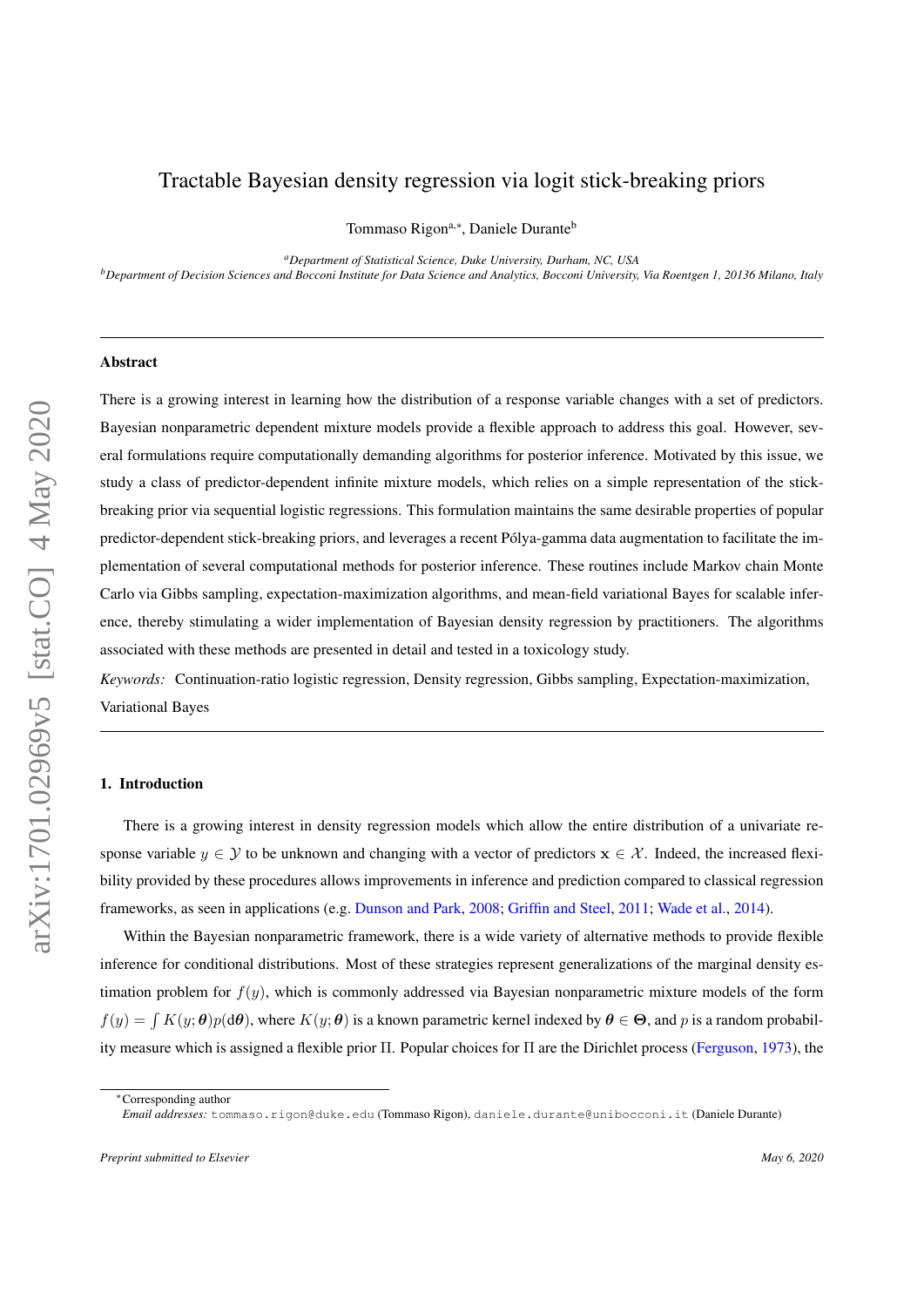# Tractable Bayesian density regression via logit stick-breaking priors

Tommaso Rigon[a,*], Daniele Durante[b]

[a] Department of Statistical Science, Duke University, Durham, NC, USA

[b] Department of Decision Sciences and Bocconi Institute for Data Science and Analytics, Bocconi University, Via Roentgen 1, 20136 Milano, Italy

---

## Abstract

There is a growing interest in learning how the distribution of a response variable changes with a set of predictors. Bayesian nonparametric dependent mixture models provide a flexible approach to address this goal. However, several formulations require computationally demanding algorithms for posterior inference. Motivated by this issue, we study a class of predictor-dependent infinite mixture models, which relies on a simple representation of the stick-breaking prior via sequential logistic regressions. This formulation maintains the same desirable properties of popular predictor-dependent stick-breaking priors, and leverages a recent Pólya-gamma data augmentation to facilitate the implementation of several computational methods for posterior inference. These routines include Markov chain Monte Carlo via Gibbs sampling, expectation-maximization algorithms, and mean-field variational Bayes for scalable inference, thereby stimulating a wider implementation of Bayesian density regression by practitioners. The algorithms associated with these methods are presented in detail and tested in a toxicology study.

*Keywords:* Continuation-ratio logistic regression, Density regression, Gibbs sampling, Expectation-maximization, Variational Bayes

---

## 1. Introduction

There is a growing interest in density regression models which allow the entire distribution of a univariate response variable $y \in \mathcal{Y}$ to be unknown and changing with a vector of predictors $\mathbf{x} \in \mathcal{X}$. Indeed, the increased flexibility provided by these procedures allows improvements in inference and prediction compared to classical regression frameworks, as seen in applications (e.g. Dunson and Park, 2008; Griffin and Steel, 2011; Wade et al., 2014).

Within the Bayesian nonparametric framework, there is a wide variety of alternative methods to provide flexible inference for conditional distributions. Most of these strategies represent generalizations of the marginal density estimation problem for $f(y)$, which is commonly addressed via Bayesian nonparametric mixture models of the form $f(y) = \int K(y; \boldsymbol{\theta}) p(\mathrm{d}\boldsymbol{\theta})$, where $K(y; \boldsymbol{\theta})$ is a known parametric kernel indexed by $\boldsymbol{\theta} \in \boldsymbol{\Theta}$, and $p$ is a random probability measure which is assigned a flexible prior $\Pi$. Popular choices for $\Pi$ are the Dirichlet process (Ferguson, 1973), the

---

*Corresponding author

*Email addresses:* tommaso.rigon@duke.edu (Tommaso Rigon), daniele.durante@unibocconi.it (Daniele Durante)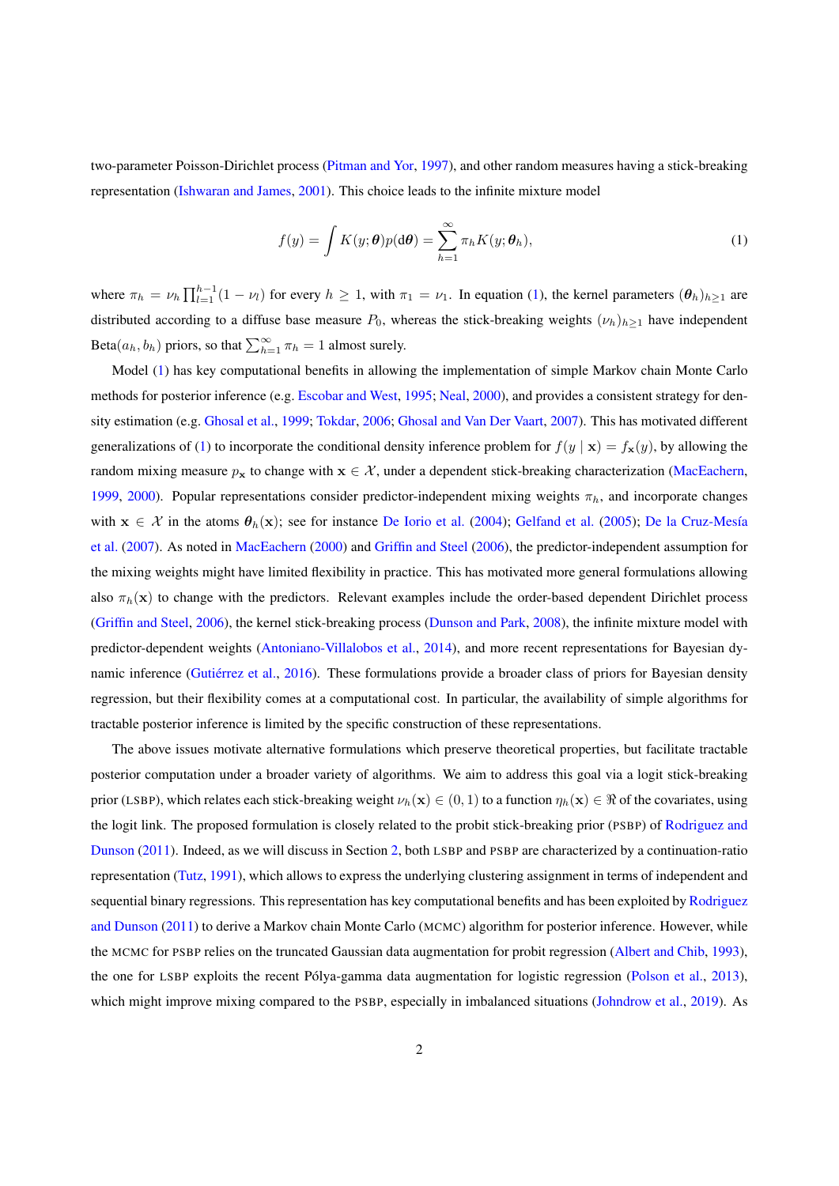two-parameter Poisson-Dirichlet process (Pitman and Yor, 1997), and other random measures having a stick-breaking representation (Ishwaran and James, 2001). This choice leads to the infinite mixture model

$$f(y) = \int K(y; \boldsymbol{\theta}) p(\mathrm{d}\boldsymbol{\theta}) = \sum_{h=1}^{\infty} \pi_h K(y; \boldsymbol{\theta}_h), \tag{1}$$

where $\pi_h = \nu_h \prod_{l=1}^{h-1}(1 - \nu_l)$ for every $h \geq 1$, with $\pi_1 = \nu_1$. In equation (1), the kernel parameters $(\boldsymbol{\theta}_h)_{h \geq 1}$ are distributed according to a diffuse base measure $P_0$, whereas the stick-breaking weights $(\nu_h)_{h \geq 1}$ have independent $\text{Beta}(a_h, b_h)$ priors, so that $\sum_{h=1}^{\infty} \pi_h = 1$ almost surely.

Model (1) has key computational benefits in allowing the implementation of simple Markov chain Monte Carlo methods for posterior inference (e.g. Escobar and West, 1995; Neal, 2000), and provides a consistent strategy for density estimation (e.g. Ghosal et al., 1999; Tokdar, 2006; Ghosal and Van Der Vaart, 2007). This has motivated different generalizations of (1) to incorporate the conditional density inference problem for $f(y \mid \mathbf{x}) = f_{\mathbf{x}}(y)$, by allowing the random mixing measure $p_{\mathbf{x}}$ to change with $\mathbf{x} \in \mathcal{X}$, under a dependent stick-breaking characterization (MacEachern, 1999, 2000). Popular representations consider predictor-independent mixing weights $\pi_h$, and incorporate changes with $\mathbf{x} \in \mathcal{X}$ in the atoms $\boldsymbol{\theta}_h(\mathbf{x})$; see for instance De Iorio et al. (2004); Gelfand et al. (2005); De la Cruz-Mesía et al. (2007). As noted in MacEachern (2000) and Griffin and Steel (2006), the predictor-independent assumption for the mixing weights might have limited flexibility in practice. This has motivated more general formulations allowing also $\pi_h(\mathbf{x})$ to change with the predictors. Relevant examples include the order-based dependent Dirichlet process (Griffin and Steel, 2006), the kernel stick-breaking process (Dunson and Park, 2008), the infinite mixture model with predictor-dependent weights (Antoniano-Villalobos et al., 2014), and more recent representations for Bayesian dynamic inference (Gutiérrez et al., 2016). These formulations provide a broader class of priors for Bayesian density regression, but their flexibility comes at a computational cost. In particular, the availability of simple algorithms for tractable posterior inference is limited by the specific construction of these representations.

The above issues motivate alternative formulations which preserve theoretical properties, but facilitate tractable posterior computation under a broader variety of algorithms. We aim to address this goal via a logit stick-breaking prior (LSBP), which relates each stick-breaking weight $\nu_h(\mathbf{x}) \in (0, 1)$ to a function $\eta_h(\mathbf{x}) \in \Re$ of the covariates, using the logit link. The proposed formulation is closely related to the probit stick-breaking prior (PSBP) of Rodriguez and Dunson (2011). Indeed, as we will discuss in Section 2, both LSBP and PSBP are characterized by a continuation-ratio representation (Tutz, 1991), which allows to express the underlying clustering assignment in terms of independent and sequential binary regressions. This representation has key computational benefits and has been exploited by Rodriguez and Dunson (2011) to derive a Markov chain Monte Carlo (MCMC) algorithm for posterior inference. However, while the MCMC for PSBP relies on the truncated Gaussian data augmentation for probit regression (Albert and Chib, 1993), the one for LSBP exploits the recent Pólya-gamma data augmentation for logistic regression (Polson et al., 2013), which might improve mixing compared to the PSBP, especially in imbalanced situations (Johndrow et al., 2019). As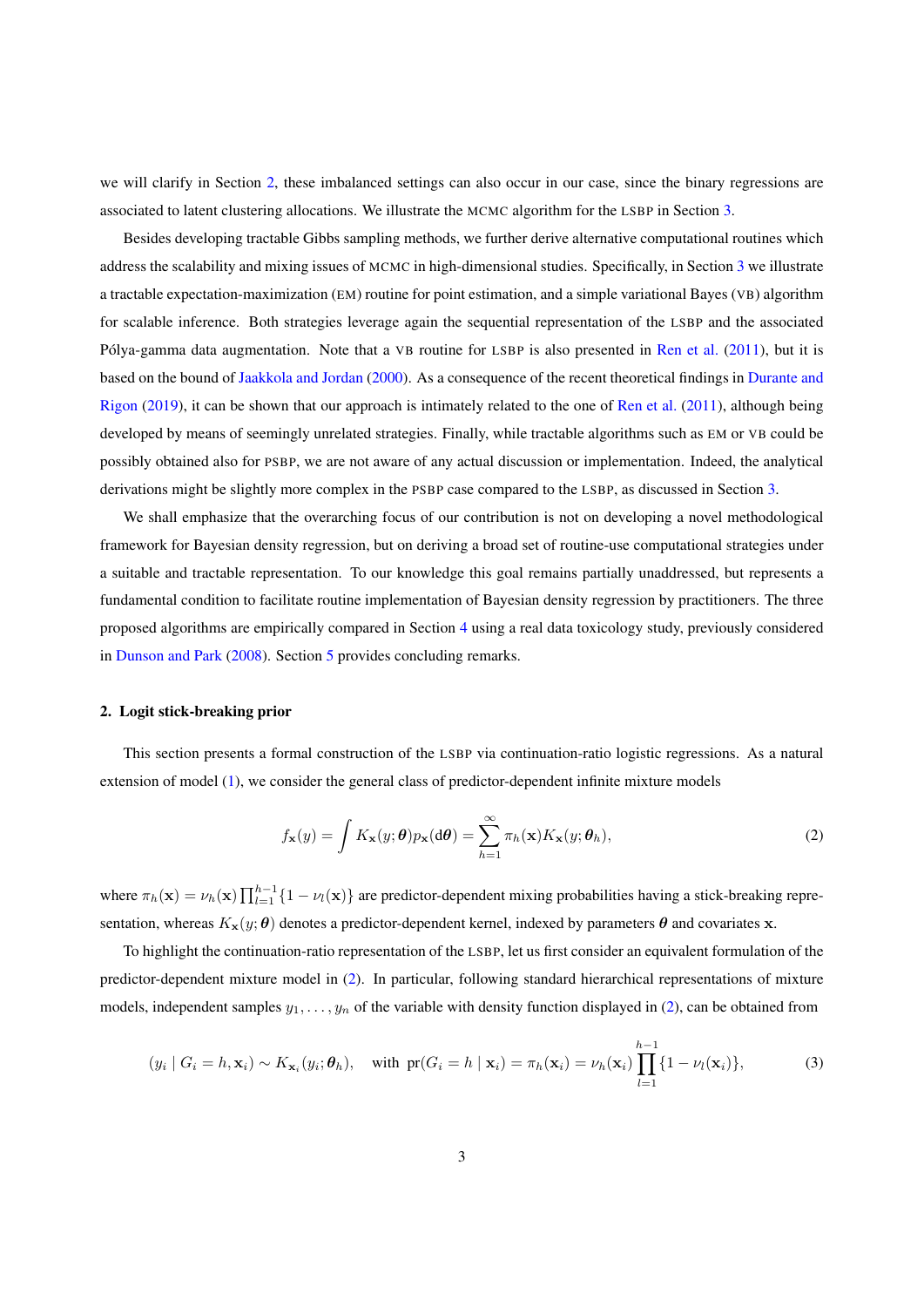we will clarify in Section 2, these imbalanced settings can also occur in our case, since the binary regressions are associated to latent clustering allocations. We illustrate the MCMC algorithm for the LSBP in Section 3.

Besides developing tractable Gibbs sampling methods, we further derive alternative computational routines which address the scalability and mixing issues of MCMC in high-dimensional studies. Specifically, in Section 3 we illustrate a tractable expectation-maximization (EM) routine for point estimation, and a simple variational Bayes (VB) algorithm for scalable inference. Both strategies leverage again the sequential representation of the LSBP and the associated Pólya-gamma data augmentation. Note that a VB routine for LSBP is also presented in Ren et al. (2011), but it is based on the bound of Jaakkola and Jordan (2000). As a consequence of the recent theoretical findings in Durante and Rigon (2019), it can be shown that our approach is intimately related to the one of Ren et al. (2011), although being developed by means of seemingly unrelated strategies. Finally, while tractable algorithms such as EM or VB could be possibly obtained also for PSBP, we are not aware of any actual discussion or implementation. Indeed, the analytical derivations might be slightly more complex in the PSBP case compared to the LSBP, as discussed in Section 3.

We shall emphasize that the overarching focus of our contribution is not on developing a novel methodological framework for Bayesian density regression, but on deriving a broad set of routine-use computational strategies under a suitable and tractable representation. To our knowledge this goal remains partially unaddressed, but represents a fundamental condition to facilitate routine implementation of Bayesian density regression by practitioners. The three proposed algorithms are empirically compared in Section 4 using a real data toxicology study, previously considered in Dunson and Park (2008). Section 5 provides concluding remarks.

## 2. Logit stick-breaking prior

This section presents a formal construction of the LSBP via continuation-ratio logistic regressions. As a natural extension of model (1), we consider the general class of predictor-dependent infinite mixture models

$$f_{\mathbf{x}}(y) = \int K_{\mathbf{x}}(y; \boldsymbol{\theta}) p_{\mathbf{x}}(\mathrm{d}\boldsymbol{\theta}) = \sum_{h=1}^{\infty} \pi_h(\mathbf{x}) K_{\mathbf{x}}(y; \boldsymbol{\theta}_h), \tag{2}$$

where $\pi_h(\mathbf{x}) = \nu_h(\mathbf{x}) \prod_{l=1}^{h-1}\{1 - \nu_l(\mathbf{x})\}$ are predictor-dependent mixing probabilities having a stick-breaking representation, whereas $K_{\mathbf{x}}(y; \boldsymbol{\theta})$ denotes a predictor-dependent kernel, indexed by parameters $\boldsymbol{\theta}$ and covariates $\mathbf{x}$.

To highlight the continuation-ratio representation of the LSBP, let us first consider an equivalent formulation of the predictor-dependent mixture model in (2). In particular, following standard hierarchical representations of mixture models, independent samples $y_1, \ldots, y_n$ of the variable with density function displayed in (2), can be obtained from

$$(y_i \mid G_i = h, \mathbf{x}_i) \sim K_{\mathbf{x}_i}(y_i; \boldsymbol{\theta}_h), \quad \text{with } \operatorname{pr}(G_i = h \mid \mathbf{x}_i) = \pi_h(\mathbf{x}_i) = \nu_h(\mathbf{x}_i) \prod_{l=1}^{h-1}\{1 - \nu_l(\mathbf{x}_i)\}, \tag{3}$$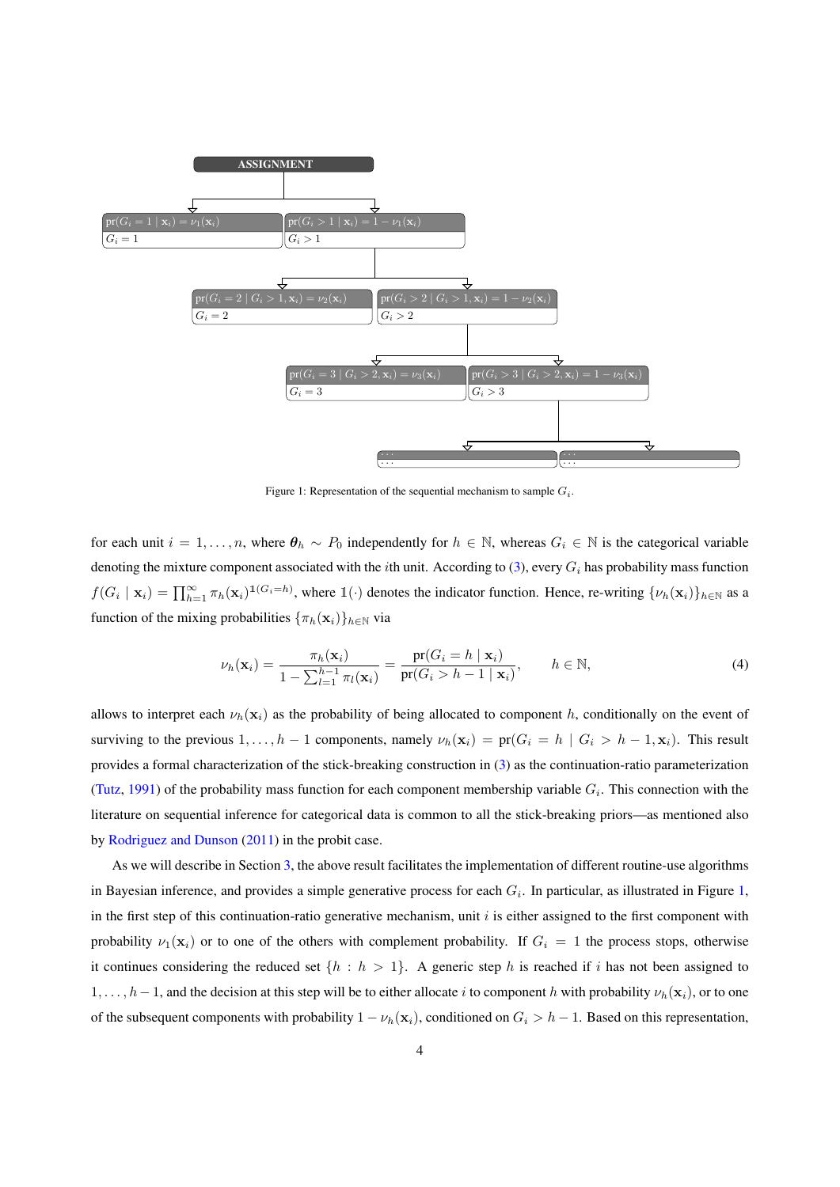Figure 1: Representation of the sequential mechanism to sample $G_i$.

for each unit $i = 1, \ldots, n$, where $\boldsymbol{\theta}_h \sim P_0$ independently for $h \in \mathbb{N}$, whereas $G_i \in \mathbb{N}$ is the categorical variable denoting the mixture component associated with the $i$th unit. According to (3), every $G_i$ has probability mass function $f(G_i \mid \mathbf{x}_i) = \prod_{h=1}^{\infty} \pi_h(\mathbf{x}_i)^{\mathbb{1}(G_i = h)}$, where $\mathbb{1}(\cdot)$ denotes the indicator function. Hence, re-writing $\{\nu_h(\mathbf{x}_i)\}_{h \in \mathbb{N}}$ as a function of the mixing probabilities $\{\pi_h(\mathbf{x}_i)\}_{h \in \mathbb{N}}$ via

$$\nu_h(\mathbf{x}_i) = \frac{\pi_h(\mathbf{x}_i)}{1 - \sum_{l=1}^{h-1} \pi_l(\mathbf{x}_i)} = \frac{\text{pr}(G_i = h \mid \mathbf{x}_i)}{\text{pr}(G_i > h-1 \mid \mathbf{x}_i)}, \qquad h \in \mathbb{N}, \tag{4}$$

allows to interpret each $\nu_h(\mathbf{x}_i)$ as the probability of being allocated to component $h$, conditionally on the event of surviving to the previous $1, \ldots, h-1$ components, namely $\nu_h(\mathbf{x}_i) = \text{pr}(G_i = h \mid G_i > h-1, \mathbf{x}_i)$. This result provides a formal characterization of the stick-breaking construction in (3) as the continuation-ratio parameterization (Tutz, 1991) of the probability mass function for each component membership variable $G_i$. This connection with the literature on sequential inference for categorical data is common to all the stick-breaking priors—as mentioned also by Rodriguez and Dunson (2011) in the probit case.

As we will describe in Section 3, the above result facilitates the implementation of different routine-use algorithms in Bayesian inference, and provides a simple generative process for each $G_i$. In particular, as illustrated in Figure 1, in the first step of this continuation-ratio generative mechanism, unit $i$ is either assigned to the first component with probability $\nu_1(\mathbf{x}_i)$ or to one of the others with complement probability. If $G_i = 1$ the process stops, otherwise it continues considering the reduced set $\{h : h > 1\}$. A generic step $h$ is reached if $i$ has not been assigned to $1, \ldots, h-1$, and the decision at this step will be to either allocate $i$ to component $h$ with probability $\nu_h(\mathbf{x}_i)$, or to one of the subsequent components with probability $1 - \nu_h(\mathbf{x}_i)$, conditioned on $G_i > h-1$. Based on this representation,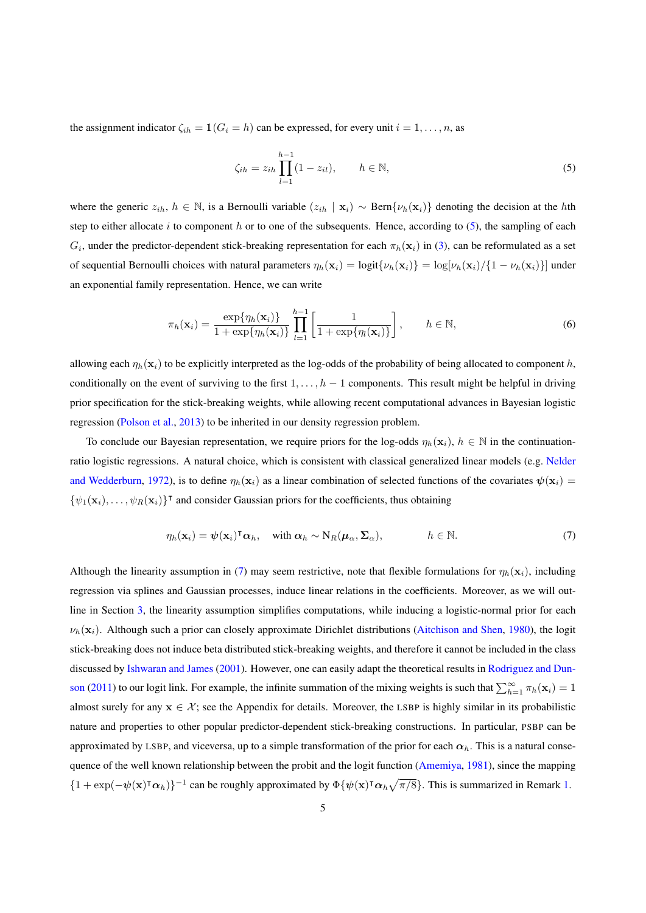the assignment indicator $\zeta_{ih} = \mathbb{1}(G_i = h)$ can be expressed, for every unit $i = 1, \ldots, n$, as

$$\zeta_{ih} = z_{ih} \prod_{l=1}^{h-1} (1 - z_{il}), \qquad h \in \mathbb{N}, \tag{5}$$

where the generic $z_{ih}$, $h \in \mathbb{N}$, is a Bernoulli variable $(z_{ih} \mid \mathbf{x}_i) \sim \text{Bern}\{\nu_h(\mathbf{x}_i)\}$ denoting the decision at the $h$th step to either allocate $i$ to component $h$ or to one of the subsequents. Hence, according to (5), the sampling of each $G_i$, under the predictor-dependent stick-breaking representation for each $\pi_h(\mathbf{x}_i)$ in (3), can be reformulated as a set of sequential Bernoulli choices with natural parameters $\eta_h(\mathbf{x}_i) = \text{logit}\{\nu_h(\mathbf{x}_i)\} = \log[\nu_h(\mathbf{x}_i)/\{1 - \nu_h(\mathbf{x}_i)\}]$ under an exponential family representation. Hence, we can write

$$\pi_h(\mathbf{x}_i) = \frac{\exp\{\eta_h(\mathbf{x}_i)\}}{1 + \exp\{\eta_h(\mathbf{x}_i)\}} \prod_{l=1}^{h-1} \left[ \frac{1}{1 + \exp\{\eta_l(\mathbf{x}_i)\}} \right], \qquad h \in \mathbb{N}, \tag{6}$$

allowing each $\eta_h(\mathbf{x}_i)$ to be explicitly interpreted as the log-odds of the probability of being allocated to component $h$, conditionally on the event of surviving to the first $1, \ldots, h-1$ components. This result might be helpful in driving prior specification for the stick-breaking weights, while allowing recent computational advances in Bayesian logistic regression (Polson et al., 2013) to be inherited in our density regression problem.

To conclude our Bayesian representation, we require priors for the log-odds $\eta_h(\mathbf{x}_i)$, $h \in \mathbb{N}$ in the continuation-ratio logistic regressions. A natural choice, which is consistent with classical generalized linear models (e.g. Nelder and Wedderburn, 1972), is to define $\eta_h(\mathbf{x}_i)$ as a linear combination of selected functions of the covariates $\boldsymbol{\psi}(\mathbf{x}_i) = \{\psi_1(\mathbf{x}_i), \ldots, \psi_R(\mathbf{x}_i)\}^\intercal$ and consider Gaussian priors for the coefficients, thus obtaining

$$\eta_h(\mathbf{x}_i) = \boldsymbol{\psi}(\mathbf{x}_i)^\intercal \boldsymbol{\alpha}_h, \quad \text{with } \boldsymbol{\alpha}_h \sim \text{N}_R(\boldsymbol{\mu}_\alpha, \boldsymbol{\Sigma}_\alpha), \qquad h \in \mathbb{N}. \tag{7}$$

Although the linearity assumption in (7) may seem restrictive, note that flexible formulations for $\eta_h(\mathbf{x}_i)$, including regression via splines and Gaussian processes, induce linear relations in the coefficients. Moreover, as we will outline in Section 3, the linearity assumption simplifies computations, while inducing a logistic-normal prior for each $\nu_h(\mathbf{x}_i)$. Although such a prior can closely approximate Dirichlet distributions (Aitchison and Shen, 1980), the logit stick-breaking does not induce beta distributed stick-breaking weights, and therefore it cannot be included in the class discussed by Ishwaran and James (2001). However, one can easily adapt the theoretical results in Rodriguez and Dunson (2011) to our logit link. For example, the infinite summation of the mixing weights is such that $\sum_{h=1}^{\infty} \pi_h(\mathbf{x}_i) = 1$ almost surely for any $\mathbf{x} \in \mathcal{X}$; see the Appendix for details. Moreover, the LSBP is highly similar in its probabilistic nature and properties to other popular predictor-dependent stick-breaking constructions. In particular, PSBP can be approximated by LSBP, and viceversa, up to a simple transformation of the prior for each $\boldsymbol{\alpha}_h$. This is a natural consequence of the well known relationship between the probit and the logit function (Amemiya, 1981), since the mapping $\{1 + \exp(-\boldsymbol{\psi}(\mathbf{x})^\intercal \boldsymbol{\alpha}_h)\}^{-1}$ can be roughly approximated by $\Phi\{\boldsymbol{\psi}(\mathbf{x})^\intercal \boldsymbol{\alpha}_h \sqrt{\pi/8}\}$. This is summarized in Remark 1.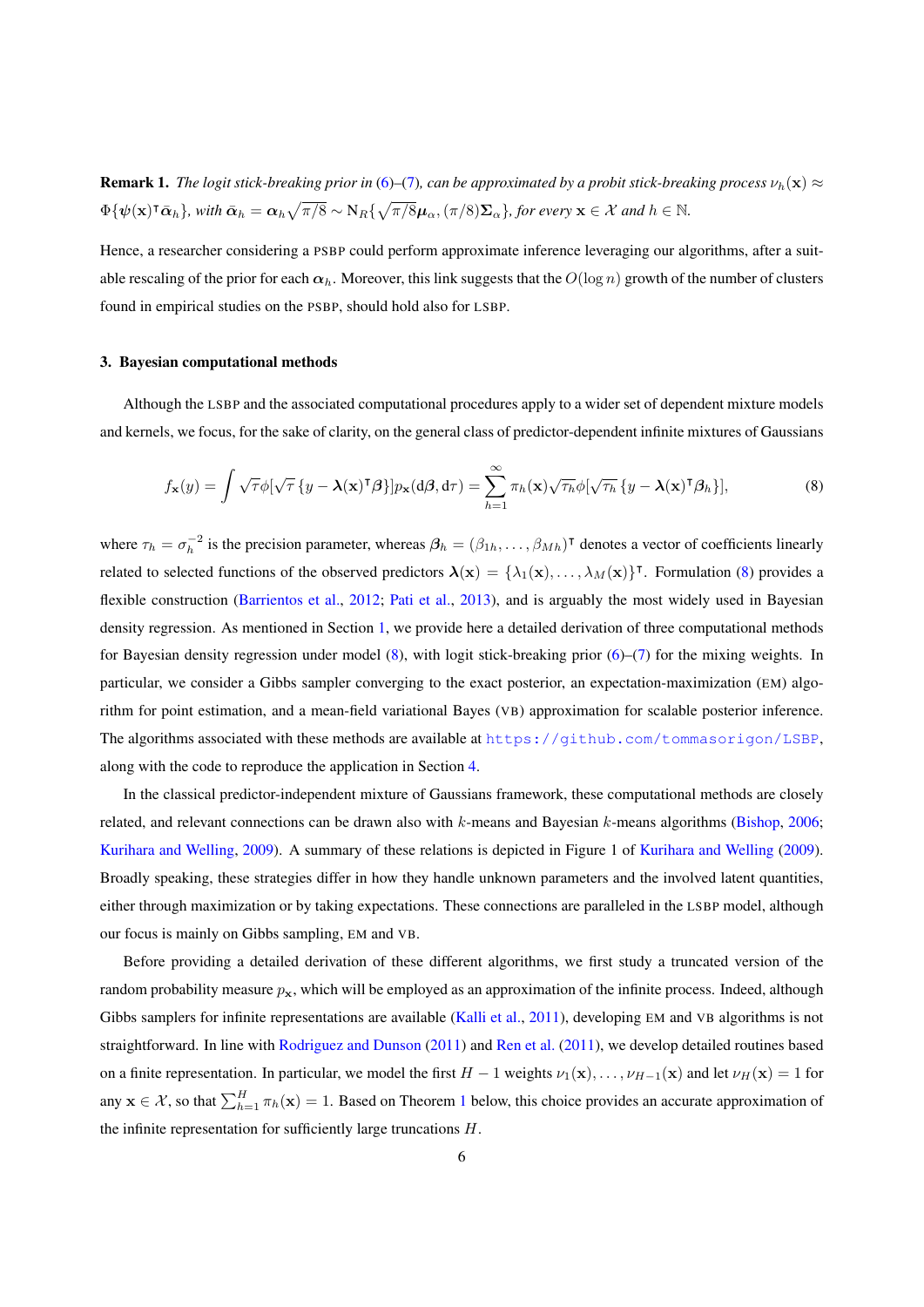**Remark 1.** *The logit stick-breaking prior in (6)–(7), can be approximated by a probit stick-breaking process* $\nu_h(\mathbf{x}) \approx \Phi\{\boldsymbol{\psi}(\mathbf{x})^\intercal \bar{\boldsymbol{\alpha}}_h\}$*, with* $\bar{\boldsymbol{\alpha}}_h = \boldsymbol{\alpha}_h\sqrt{\pi/8} \sim \mathrm{N}_R\{\sqrt{\pi/8}\boldsymbol{\mu}_\alpha, (\pi/8)\boldsymbol{\Sigma}_\alpha\}$*, for every* $\mathbf{x} \in \mathcal{X}$ *and* $h \in \mathbb{N}$*.*

Hence, a researcher considering a PSBP could perform approximate inference leveraging our algorithms, after a suitable rescaling of the prior for each $\boldsymbol{\alpha}_h$. Moreover, this link suggests that the $O(\log n)$ growth of the number of clusters found in empirical studies on the PSBP, should hold also for LSBP.

## 3. Bayesian computational methods

Although the LSBP and the associated computational procedures apply to a wider set of dependent mixture models and kernels, we focus, for the sake of clarity, on the general class of predictor-dependent infinite mixtures of Gaussians

$$f_{\mathbf{x}}(y) = \int \sqrt{\tau}\phi[\sqrt{\tau}\{y - \boldsymbol{\lambda}(\mathbf{x})^\intercal\boldsymbol{\beta}\}]p_{\mathbf{x}}(\mathrm{d}\boldsymbol{\beta}, \mathrm{d}\tau) = \sum_{h=1}^{\infty} \pi_h(\mathbf{x})\sqrt{\tau_h}\phi[\sqrt{\tau_h}\{y - \boldsymbol{\lambda}(\mathbf{x})^\intercal\boldsymbol{\beta}_h\}], \tag{8}$$

where $\tau_h = \sigma_h^{-2}$ is the precision parameter, whereas $\boldsymbol{\beta}_h = (\beta_{1h}, \ldots, \beta_{Mh})^\intercal$ denotes a vector of coefficients linearly related to selected functions of the observed predictors $\boldsymbol{\lambda}(\mathbf{x}) = \{\lambda_1(\mathbf{x}), \ldots, \lambda_M(\mathbf{x})\}^\intercal$. Formulation (8) provides a flexible construction (Barrientos et al., 2012; Pati et al., 2013), and is arguably the most widely used in Bayesian density regression. As mentioned in Section 1, we provide here a detailed derivation of three computational methods for Bayesian density regression under model (8), with logit stick-breaking prior (6)–(7) for the mixing weights. In particular, we consider a Gibbs sampler converging to the exact posterior, an expectation-maximization (EM) algorithm for point estimation, and a mean-field variational Bayes (VB) approximation for scalable posterior inference. The algorithms associated with these methods are available at https://github.com/tommasorigon/LSBP, along with the code to reproduce the application in Section 4.

In the classical predictor-independent mixture of Gaussians framework, these computational methods are closely related, and relevant connections can be drawn also with $k$-means and Bayesian $k$-means algorithms (Bishop, 2006; Kurihara and Welling, 2009). A summary of these relations is depicted in Figure 1 of Kurihara and Welling (2009). Broadly speaking, these strategies differ in how they handle unknown parameters and the involved latent quantities, either through maximization or by taking expectations. These connections are paralleled in the LSBP model, although our focus is mainly on Gibbs sampling, EM and VB.

Before providing a detailed derivation of these different algorithms, we first study a truncated version of the random probability measure $p_{\mathbf{x}}$, which will be employed as an approximation of the infinite process. Indeed, although Gibbs samplers for infinite representations are available (Kalli et al., 2011), developing EM and VB algorithms is not straightforward. In line with Rodriguez and Dunson (2011) and Ren et al. (2011), we develop detailed routines based on a finite representation. In particular, we model the first $H-1$ weights $\nu_1(\mathbf{x}), \ldots, \nu_{H-1}(\mathbf{x})$ and let $\nu_H(\mathbf{x}) = 1$ for any $\mathbf{x} \in \mathcal{X}$, so that $\sum_{h=1}^{H} \pi_h(\mathbf{x}) = 1$. Based on Theorem 1 below, this choice provides an accurate approximation of the infinite representation for sufficiently large truncations $H$.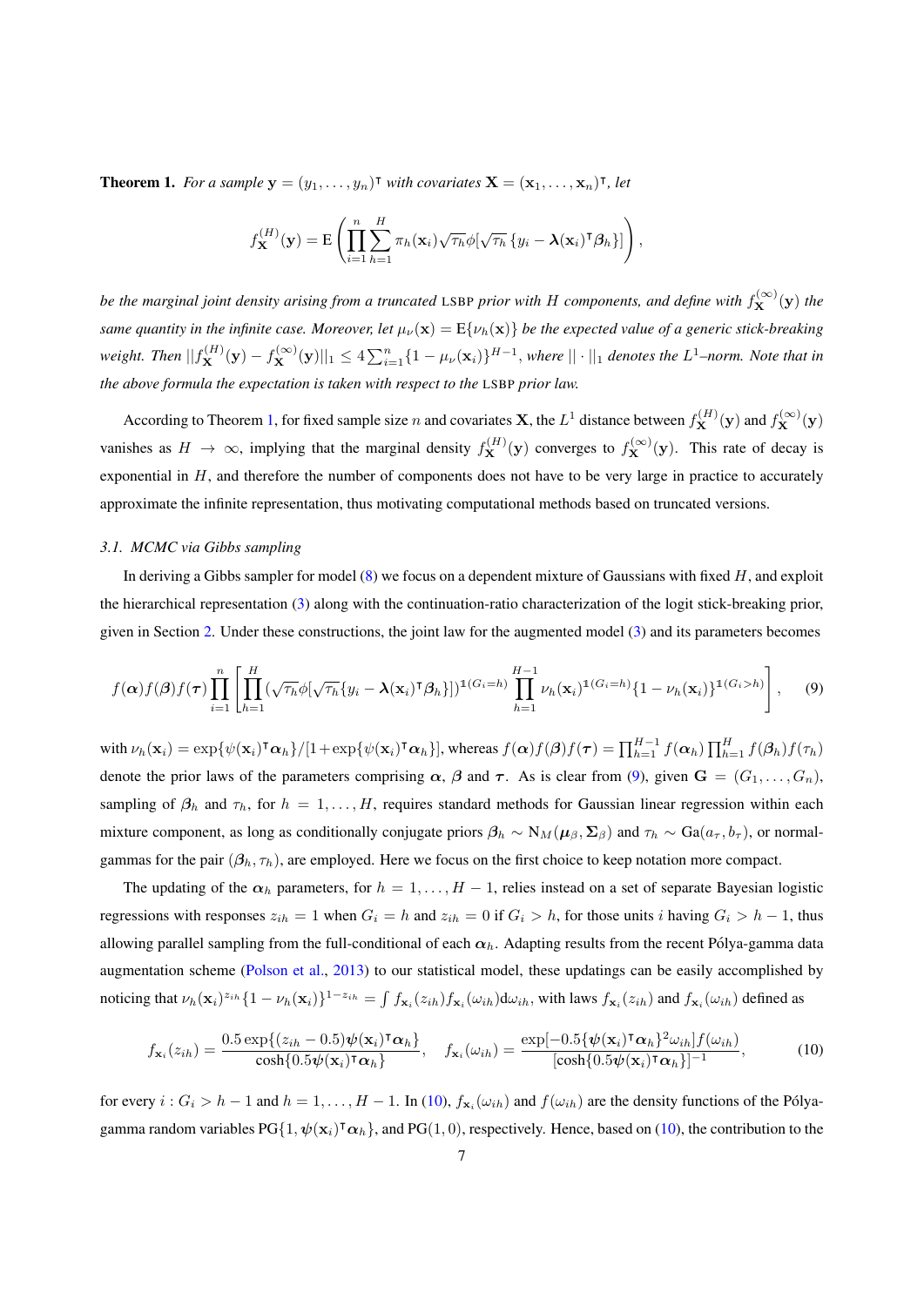**Theorem 1.** *For a sample $\mathbf{y} = (y_1, \ldots, y_n)^\intercal$ with covariates $\mathbf{X} = (\mathbf{x}_1, \ldots, \mathbf{x}_n)^\intercal$, let*

$$f_{\mathbf{X}}^{(H)}(\mathbf{y}) = \mathrm{E}\left( \prod_{i=1}^{n} \sum_{h=1}^{H} \pi_h(\mathbf{x}_i) \sqrt{\tau_h} \phi[\sqrt{\tau_h} \{y_i - \boldsymbol{\lambda}(\mathbf{x}_i)^\intercal \boldsymbol{\beta}_h\}] \right),$$

*be the marginal joint density arising from a truncated* LSBP *prior with $H$ components, and define with $f_{\mathbf{X}}^{(\infty)}(\mathbf{y})$ the same quantity in the infinite case. Moreover, let $\mu_\nu(\mathbf{x}) = \mathrm{E}\{\nu_h(\mathbf{x})\}$ be the expected value of a generic stick-breaking weight. Then $||f_{\mathbf{X}}^{(H)}(\mathbf{y}) - f_{\mathbf{X}}^{(\infty)}(\mathbf{y})||_1 \leq 4 \sum_{i=1}^{n} \{1 - \mu_\nu(\mathbf{x}_i)\}^{H-1}$, where $|| \cdot ||_1$ denotes the $L^1$–norm. Note that in the above formula the expectation is taken with respect to the* LSBP *prior law.*

According to Theorem 1, for fixed sample size $n$ and covariates $\mathbf{X}$, the $L^1$ distance between $f_{\mathbf{X}}^{(H)}(\mathbf{y})$ and $f_{\mathbf{X}}^{(\infty)}(\mathbf{y})$ vanishes as $H \to \infty$, implying that the marginal density $f_{\mathbf{X}}^{(H)}(\mathbf{y})$ converges to $f_{\mathbf{X}}^{(\infty)}(\mathbf{y})$. This rate of decay is exponential in $H$, and therefore the number of components does not have to be very large in practice to accurately approximate the infinite representation, thus motivating computational methods based on truncated versions.

### *3.1. MCMC via Gibbs sampling*

In deriving a Gibbs sampler for model (8) we focus on a dependent mixture of Gaussians with fixed $H$, and exploit the hierarchical representation (3) along with the continuation-ratio characterization of the logit stick-breaking prior, given in Section 2. Under these constructions, the joint law for the augmented model (3) and its parameters becomes

$$f(\boldsymbol{\alpha}) f(\boldsymbol{\beta}) f(\boldsymbol{\tau}) \prod_{i=1}^{n} \left[ \prod_{h=1}^{H} (\sqrt{\tau_h} \phi[\sqrt{\tau_h} \{y_i - \boldsymbol{\lambda}(\mathbf{x}_i)^\intercal \boldsymbol{\beta}_h\}])^{\mathbb{1}(G_i = h)} \prod_{h=1}^{H-1} \nu_h(\mathbf{x}_i)^{\mathbb{1}(G_i = h)} \{1 - \nu_h(\mathbf{x}_i)\}^{\mathbb{1}(G_i > h)} \right], \tag{9}$$

with $\nu_h(\mathbf{x}_i) = \exp\{\psi(\mathbf{x}_i)^\intercal \boldsymbol{\alpha}_h\}/[1+\exp\{\psi(\mathbf{x}_i)^\intercal \boldsymbol{\alpha}_h\}]$, whereas $f(\boldsymbol{\alpha}) f(\boldsymbol{\beta}) f(\boldsymbol{\tau}) = \prod_{h=1}^{H-1} f(\boldsymbol{\alpha}_h) \prod_{h=1}^{H} f(\boldsymbol{\beta}_h) f(\tau_h)$ denote the prior laws of the parameters comprising $\boldsymbol{\alpha}$, $\boldsymbol{\beta}$ and $\boldsymbol{\tau}$. As is clear from (9), given $\mathbf{G} = (G_1, \ldots, G_n)$, sampling of $\boldsymbol{\beta}_h$ and $\tau_h$, for $h = 1, \ldots, H$, requires standard methods for Gaussian linear regression within each mixture component, as long as conditionally conjugate priors $\boldsymbol{\beta}_h \sim \mathrm{N}_M(\boldsymbol{\mu}_\beta, \boldsymbol{\Sigma}_\beta)$ and $\tau_h \sim \mathrm{Ga}(a_\tau, b_\tau)$, or normal-gammas for the pair $(\boldsymbol{\beta}_h, \tau_h)$, are employed. Here we focus on the first choice to keep notation more compact.

The updating of the $\boldsymbol{\alpha}_h$ parameters, for $h = 1, \ldots, H-1$, relies instead on a set of separate Bayesian logistic regressions with responses $z_{ih} = 1$ when $G_i = h$ and $z_{ih} = 0$ if $G_i > h$, for those units $i$ having $G_i > h - 1$, thus allowing parallel sampling from the full-conditional of each $\boldsymbol{\alpha}_h$. Adapting results from the recent Pólya-gamma data augmentation scheme (Polson et al., 2013) to our statistical model, these updatings can be easily accomplished by noticing that $\nu_h(\mathbf{x}_i)^{z_{ih}} \{1 - \nu_h(\mathbf{x}_i)\}^{1 - z_{ih}} = \int f_{\mathbf{x}_i}(z_{ih}) f_{\mathbf{x}_i}(\omega_{ih}) \mathrm{d}\omega_{ih}$, with laws $f_{\mathbf{x}_i}(z_{ih})$ and $f_{\mathbf{x}_i}(\omega_{ih})$ defined as

$$f_{\mathbf{x}_i}(z_{ih}) = \frac{0.5 \exp\{(z_{ih} - 0.5) \boldsymbol{\psi}(\mathbf{x}_i)^\intercal \boldsymbol{\alpha}_h\}}{\cosh\{0.5 \boldsymbol{\psi}(\mathbf{x}_i)^\intercal \boldsymbol{\alpha}_h\}}, \quad f_{\mathbf{x}_i}(\omega_{ih}) = \frac{\exp[-0.5\{\boldsymbol{\psi}(\mathbf{x}_i)^\intercal \boldsymbol{\alpha}_h\}^2 \omega_{ih}] f(\omega_{ih})}{[\cosh\{0.5 \boldsymbol{\psi}(\mathbf{x}_i)^\intercal \boldsymbol{\alpha}_h\}]^{-1}}, \tag{10}$$

for every $i : G_i > h - 1$ and $h = 1, \ldots, H-1$. In (10), $f_{\mathbf{x}_i}(\omega_{ih})$ and $f(\omega_{ih})$ are the density functions of the Pólya-gamma random variables $\mathrm{PG}\{1, \boldsymbol{\psi}(\mathbf{x}_i)^\intercal \boldsymbol{\alpha}_h\}$, and $\mathrm{PG}(1, 0)$, respectively. Hence, based on (10), the contribution to the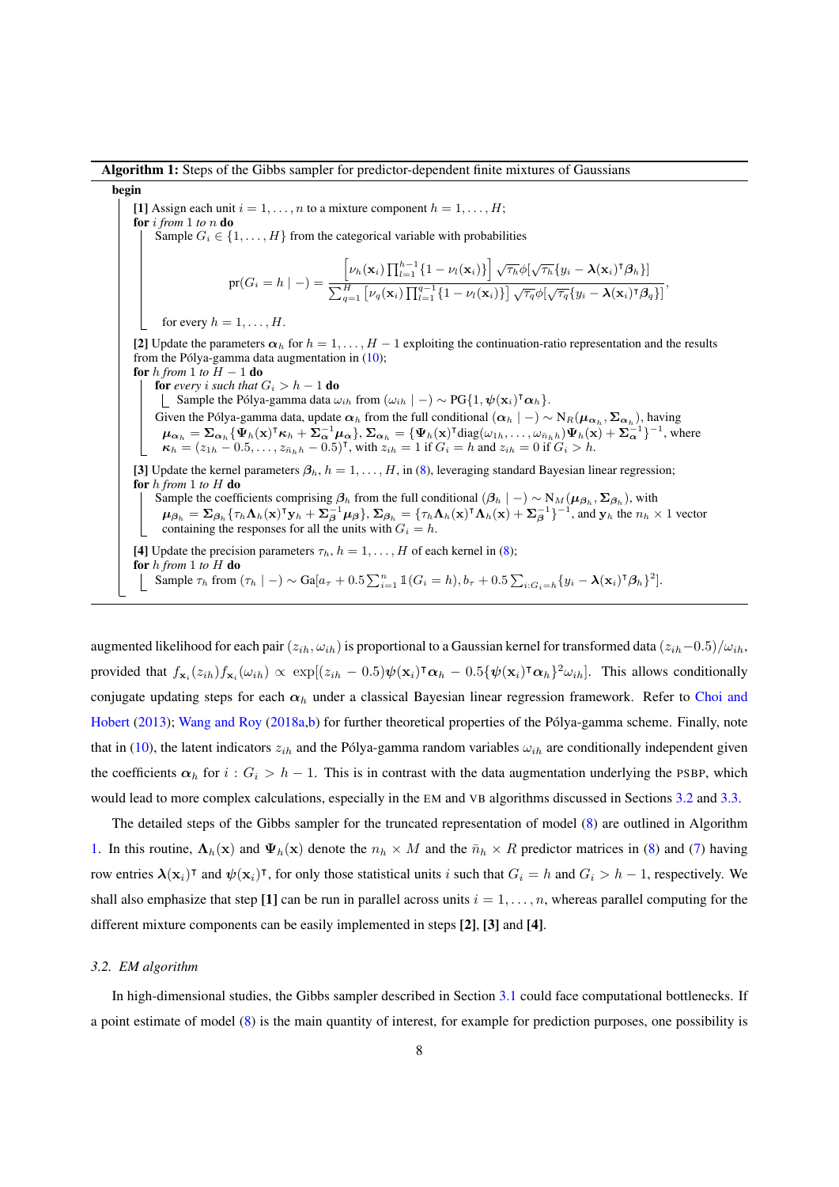**Algorithm 1:** Steps of the Gibbs sampler for predictor-dependent finite mixtures of Gaussians

**begin**

**[1]** Assign each unit $i = 1, \ldots, n$ to a mixture component $h = 1, \ldots, H$;
**for** $i$ *from* 1 *to* $n$ **do**

Sample $G_i \in \{1, \ldots, H\}$ from the categorical variable with probabilities

$$\text{pr}(G_i = h \mid -) = \frac{\left[\nu_h(\mathbf{x}_i)\prod_{l=1}^{h-1}\{1-\nu_l(\mathbf{x}_i)\}\right]\sqrt{\tau_h}\phi[\sqrt{\tau_h}\{y_i - \boldsymbol{\lambda}(\mathbf{x}_i)^\intercal\boldsymbol{\beta}_h\}]}{\sum_{q=1}^{H}\left[\nu_q(\mathbf{x}_i)\prod_{l=1}^{q-1}\{1-\nu_l(\mathbf{x}_i)\}\right]\sqrt{\tau_q}\phi[\sqrt{\tau_q}\{y_i - \boldsymbol{\lambda}(\mathbf{x}_i)^\intercal\boldsymbol{\beta}_q\}]},$$

for every $h = 1, \ldots, H$.

**[2]** Update the parameters $\boldsymbol{\alpha}_h$ for $h = 1, \ldots, H-1$ exploiting the continuation-ratio representation and the results from the Pólya-gamma data augmentation in (10);
**for** $h$ *from* 1 *to* $H-1$ **do**

**for** *every* $i$ *such that* $G_i > h-1$ **do**

Sample the Pólya-gamma data $\omega_{ih}$ from $(\omega_{ih} \mid -) \sim \text{PG}\{1, \boldsymbol{\psi}(\mathbf{x}_i)^\intercal\boldsymbol{\alpha}_h\}$.

Given the Pólya-gamma data, update $\boldsymbol{\alpha}_h$ from the full conditional $(\boldsymbol{\alpha}_h \mid -) \sim \text{N}_R(\boldsymbol{\mu}_{\boldsymbol{\alpha}_h}, \boldsymbol{\Sigma}_{\boldsymbol{\alpha}_h})$, having $\boldsymbol{\mu}_{\boldsymbol{\alpha}_h} = \boldsymbol{\Sigma}_{\boldsymbol{\alpha}_h}\{\boldsymbol{\Psi}_h(\mathbf{x})^\intercal\boldsymbol{\kappa}_h + \boldsymbol{\Sigma}_{\boldsymbol{\alpha}}^{-1}\boldsymbol{\mu}_{\boldsymbol{\alpha}}\}$, $\boldsymbol{\Sigma}_{\boldsymbol{\alpha}_h} = \{\boldsymbol{\Psi}_h(\mathbf{x})^\intercal\text{diag}(\omega_{1h}, \ldots, \omega_{\bar{n}_h h})\boldsymbol{\Psi}_h(\mathbf{x}) + \boldsymbol{\Sigma}_{\boldsymbol{\alpha}}^{-1}\}^{-1}$, where $\boldsymbol{\kappa}_h = (z_{1h} - 0.5, \ldots, z_{\bar{n}_h h} - 0.5)^\intercal$, with $z_{ih} = 1$ if $G_i = h$ and $z_{ih} = 0$ if $G_i > h$.

**[3]** Update the kernel parameters $\boldsymbol{\beta}_h$, $h = 1, \ldots, H$, in (8), leveraging standard Bayesian linear regression;
**for** $h$ *from* 1 *to* $H$ **do**

Sample the coefficients comprising $\boldsymbol{\beta}_h$ from the full conditional $(\boldsymbol{\beta}_h \mid -) \sim \text{N}_M(\boldsymbol{\mu}_{\boldsymbol{\beta}_h}, \boldsymbol{\Sigma}_{\boldsymbol{\beta}_h})$, with $\boldsymbol{\mu}_{\boldsymbol{\beta}_h} = \boldsymbol{\Sigma}_{\boldsymbol{\beta}_h}\{\tau_h\boldsymbol{\Lambda}_h(\mathbf{x})^\intercal\mathbf{y}_h + \boldsymbol{\Sigma}_{\boldsymbol{\beta}}^{-1}\boldsymbol{\mu}_{\boldsymbol{\beta}}\}$, $\boldsymbol{\Sigma}_{\boldsymbol{\beta}_h} = \{\tau_h\boldsymbol{\Lambda}_h(\mathbf{x})^\intercal\boldsymbol{\Lambda}_h(\mathbf{x}) + \boldsymbol{\Sigma}_{\boldsymbol{\beta}}^{-1}\}^{-1}$, and $\mathbf{y}_h$ the $n_h \times 1$ vector containing the responses for all the units with $G_i = h$.

**[4]** Update the precision parameters $\tau_h$, $h = 1, \ldots, H$ of each kernel in (8);
**for** $h$ *from* 1 *to* $H$ **do**

Sample $\tau_h$ from $(\tau_h \mid -) \sim \text{Ga}[a_\tau + 0.5\sum_{i=1}^{n}\mathbb{1}(G_i = h), b_\tau + 0.5\sum_{i:G_i=h}\{y_i - \boldsymbol{\lambda}(\mathbf{x}_i)^\intercal\boldsymbol{\beta}_h\}^2]$.

---

augmented likelihood for each pair $(z_{ih}, \omega_{ih})$ is proportional to a Gaussian kernel for transformed data $(z_{ih} - 0.5)/\omega_{ih}$, provided that $f_{\mathbf{x}_i}(z_{ih})f_{\mathbf{x}_i}(\omega_{ih}) \propto \exp[(z_{ih} - 0.5)\boldsymbol{\psi}(\mathbf{x}_i)^\intercal\boldsymbol{\alpha}_h - 0.5\{\boldsymbol{\psi}(\mathbf{x}_i)^\intercal\boldsymbol{\alpha}_h\}^2\omega_{ih}]$. This allows conditionally conjugate updating steps for each $\boldsymbol{\alpha}_h$ under a classical Bayesian linear regression framework. Refer to Choi and Hobert (2013); Wang and Roy (2018a,b) for further theoretical properties of the Pólya-gamma scheme. Finally, note that in (10), the latent indicators $z_{ih}$ and the Pólya-gamma random variables $\omega_{ih}$ are conditionally independent given the coefficients $\boldsymbol{\alpha}_h$ for $i : G_i > h-1$. This is in contrast with the data augmentation underlying the PSBP, which would lead to more complex calculations, especially in the EM and VB algorithms discussed in Sections 3.2 and 3.3.

The detailed steps of the Gibbs sampler for the truncated representation of model (8) are outlined in Algorithm 1. In this routine, $\boldsymbol{\Lambda}_h(\mathbf{x})$ and $\boldsymbol{\Psi}_h(\mathbf{x})$ denote the $n_h \times M$ and the $\bar{n}_h \times R$ predictor matrices in (8) and (7) having row entries $\boldsymbol{\lambda}(\mathbf{x}_i)^\intercal$ and $\boldsymbol{\psi}(\mathbf{x}_i)^\intercal$, for only those statistical units $i$ such that $G_i = h$ and $G_i > h-1$, respectively. We shall also emphasize that step **[1]** can be run in parallel across units $i = 1, \ldots, n$, whereas parallel computing for the different mixture components can be easily implemented in steps **[2]**, **[3]** and **[4]**.

### *3.2. EM algorithm*

In high-dimensional studies, the Gibbs sampler described in Section 3.1 could face computational bottlenecks. If a point estimate of model (8) is the main quantity of interest, for example for prediction purposes, one possibility is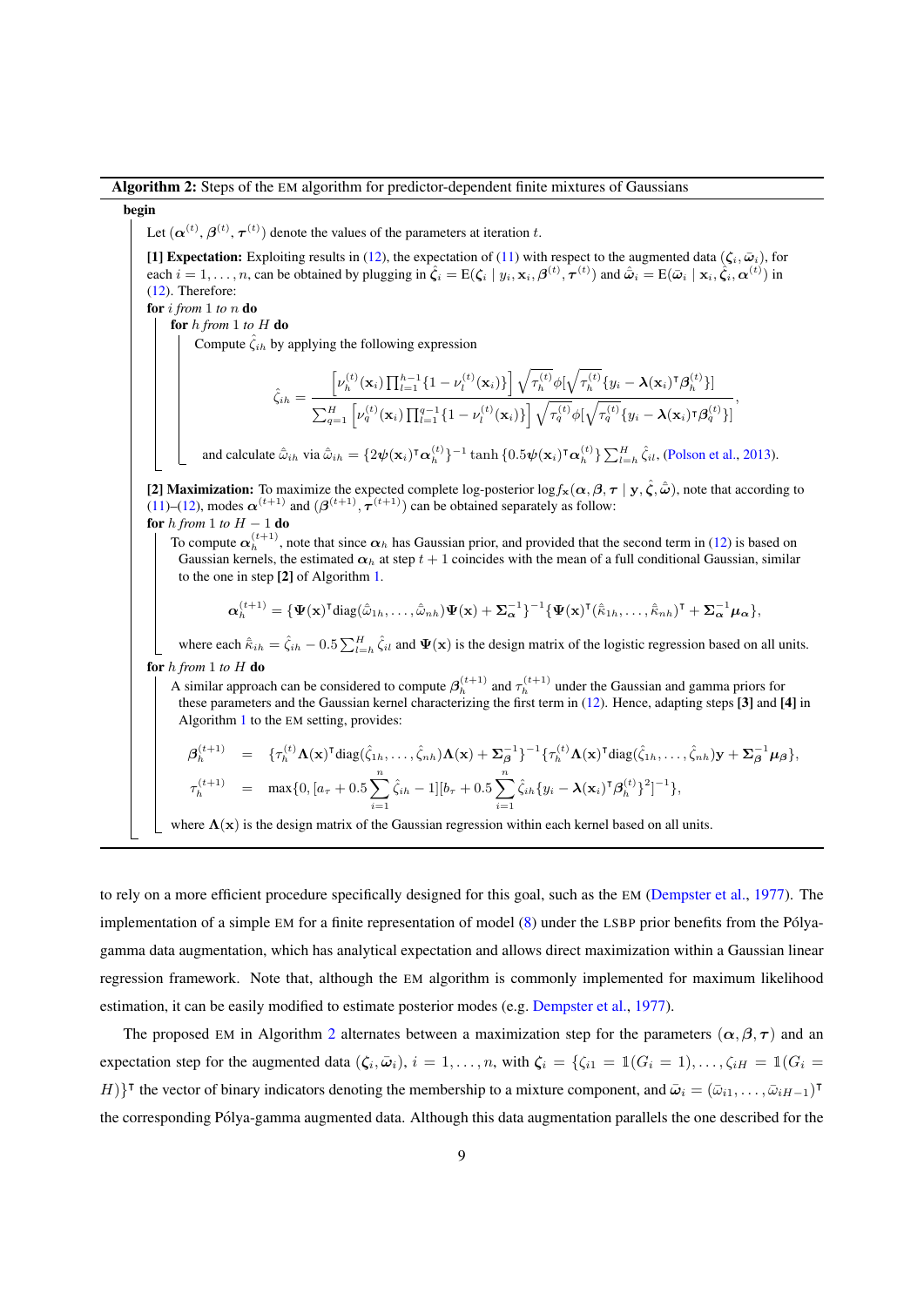**Algorithm 2:** Steps of the EM algorithm for predictor-dependent finite mixtures of Gaussians

**begin**

Let $(\boldsymbol{\alpha}^{(t)}, \boldsymbol{\beta}^{(t)}, \boldsymbol{\tau}^{(t)})$ denote the values of the parameters at iteration $t$.

**[1] Expectation:** Exploiting results in (12), the expectation of (11) with respect to the augmented data $(\boldsymbol{\zeta}_i, \bar{\boldsymbol{\omega}}_i)$, for each $i = 1, \ldots, n$, can be obtained by plugging in $\hat{\boldsymbol{\zeta}}_i = \mathrm{E}(\boldsymbol{\zeta}_i \mid y_i, \mathbf{x}_i, \boldsymbol{\beta}^{(t)}, \boldsymbol{\tau}^{(t)})$ and $\hat{\bar{\boldsymbol{\omega}}}_i = \mathrm{E}(\bar{\boldsymbol{\omega}}_i \mid \mathbf{x}_i, \hat{\boldsymbol{\zeta}}_i, \boldsymbol{\alpha}^{(t)})$ in (12). Therefore:

**for** $i$ *from* 1 *to* $n$ **do**

  **for** $h$ *from* 1 *to* $H$ **do**

    Compute $\hat{\zeta}_{ih}$ by applying the following expression

$$\hat{\zeta}_{ih} = \frac{\left[\nu_h^{(t)}(\mathbf{x}_i)\prod_{l=1}^{h-1}\{1-\nu_l^{(t)}(\mathbf{x}_i)\}\right]\sqrt{\tau_h^{(t)}}\phi[\sqrt{\tau_h^{(t)}}\{y_i - \boldsymbol{\lambda}(\mathbf{x}_i)^{\intercal}\boldsymbol{\beta}_h^{(t)}\}]}{\sum_{q=1}^{H}\left[\nu_q^{(t)}(\mathbf{x}_i)\prod_{l=1}^{q-1}\{1-\nu_l^{(t)}(\mathbf{x}_i)\}\right]\sqrt{\tau_q^{(t)}}\phi[\sqrt{\tau_q^{(t)}}\{y_i - \boldsymbol{\lambda}(\mathbf{x}_i)^{\intercal}\boldsymbol{\beta}_q^{(t)}\}]},$$

    and calculate $\hat{\bar{\omega}}_{ih}$ via $\hat{\bar{\omega}}_{ih} = \{2\boldsymbol{\psi}(\mathbf{x}_i)^{\intercal}\boldsymbol{\alpha}_h^{(t)}\}^{-1}\tanh\{0.5\boldsymbol{\psi}(\mathbf{x}_i)^{\intercal}\boldsymbol{\alpha}_h^{(t)}\}\sum_{l=h}^{H}\hat{\zeta}_{il}$, (Polson et al., 2013).

**[2] Maximization:** To maximize the expected complete log-posterior $\log f_{\mathbf{x}}(\boldsymbol{\alpha}, \boldsymbol{\beta}, \boldsymbol{\tau} \mid \mathbf{y}, \hat{\boldsymbol{\zeta}}, \hat{\bar{\boldsymbol{\omega}}})$, note that according to (11)–(12), modes $\boldsymbol{\alpha}^{(t+1)}$ and $(\boldsymbol{\beta}^{(t+1)}, \boldsymbol{\tau}^{(t+1)})$ can be obtained separately as follow:

**for** $h$ *from* 1 *to* $H-1$ **do**

  To compute $\boldsymbol{\alpha}_h^{(t+1)}$, note that since $\boldsymbol{\alpha}_h$ has Gaussian prior, and provided that the second term in (12) is based on Gaussian kernels, the estimated $\boldsymbol{\alpha}_h$ at step $t+1$ coincides with the mean of a full conditional Gaussian, similar to the one in step **[2]** of Algorithm 1.

$$\boldsymbol{\alpha}_h^{(t+1)} = \{\boldsymbol{\Psi}(\mathbf{x})^{\intercal}\mathrm{diag}(\hat{\bar{\omega}}_{1h}, \ldots, \hat{\bar{\omega}}_{nh})\boldsymbol{\Psi}(\mathbf{x}) + \boldsymbol{\Sigma}_{\boldsymbol{\alpha}}^{-1}\}^{-1}\{\boldsymbol{\Psi}(\mathbf{x})^{\intercal}(\hat{\bar{\kappa}}_{1h}, \ldots, \hat{\bar{\kappa}}_{nh})^{\intercal} + \boldsymbol{\Sigma}_{\boldsymbol{\alpha}}^{-1}\boldsymbol{\mu}_{\boldsymbol{\alpha}}\},$$

  where each $\hat{\bar{\kappa}}_{ih} = \hat{\zeta}_{ih} - 0.5\sum_{l=h}^{H}\hat{\zeta}_{il}$ and $\boldsymbol{\Psi}(\mathbf{x})$ is the design matrix of the logistic regression based on all units.

**for** $h$ *from* 1 *to* $H$ **do**

  A similar approach can be considered to compute $\boldsymbol{\beta}_h^{(t+1)}$ and $\tau_h^{(t+1)}$ under the Gaussian and gamma priors for these parameters and the Gaussian kernel characterizing the first term in (12). Hence, adapting steps **[3]** and **[4]** in Algorithm 1 to the EM setting, provides:

$$\boldsymbol{\beta}_h^{(t+1)} = \{\tau_h^{(t)}\boldsymbol{\Lambda}(\mathbf{x})^{\intercal}\mathrm{diag}(\hat{\zeta}_{1h}, \ldots, \hat{\zeta}_{nh})\boldsymbol{\Lambda}(\mathbf{x}) + \boldsymbol{\Sigma}_{\boldsymbol{\beta}}^{-1}\}^{-1}\{\tau_h^{(t)}\boldsymbol{\Lambda}(\mathbf{x})^{\intercal}\mathrm{diag}(\hat{\zeta}_{1h}, \ldots, \hat{\zeta}_{nh})\mathbf{y} + \boldsymbol{\Sigma}_{\boldsymbol{\beta}}^{-1}\boldsymbol{\mu}_{\boldsymbol{\beta}}\},$$

$$\tau_h^{(t+1)} = \max\{0, [a_\tau + 0.5\sum_{i=1}^{n}\hat{\zeta}_{ih} - 1][b_\tau + 0.5\sum_{i=1}^{n}\hat{\zeta}_{ih}\{y_i - \boldsymbol{\lambda}(\mathbf{x}_i)^{\intercal}\boldsymbol{\beta}_h^{(t)}\}^2]^{-1}\},$$

  where $\boldsymbol{\Lambda}(\mathbf{x})$ is the design matrix of the Gaussian regression within each kernel based on all units.

---

to rely on a more efficient procedure specifically designed for this goal, such as the EM (Dempster et al., 1977). The implementation of a simple EM for a finite representation of model (8) under the LSBP prior benefits from the Pólya-gamma data augmentation, which has analytical expectation and allows direct maximization within a Gaussian linear regression framework. Note that, although the EM algorithm is commonly implemented for maximum likelihood estimation, it can be easily modified to estimate posterior modes (e.g. Dempster et al., 1977).

The proposed EM in Algorithm 2 alternates between a maximization step for the parameters $(\boldsymbol{\alpha}, \boldsymbol{\beta}, \boldsymbol{\tau})$ and an expectation step for the augmented data $(\boldsymbol{\zeta}_i, \bar{\boldsymbol{\omega}}_i)$, $i = 1, \ldots, n$, with $\boldsymbol{\zeta}_i = \{\zeta_{i1} = \mathbb{1}(G_i = 1), \ldots, \zeta_{iH} = \mathbb{1}(G_i = H)\}^{\intercal}$ the vector of binary indicators denoting the membership to a mixture component, and $\bar{\boldsymbol{\omega}}_i = (\bar{\omega}_{i1}, \ldots, \bar{\omega}_{iH-1})^{\intercal}$ the corresponding Pólya-gamma augmented data. Although this data augmentation parallels the one described for the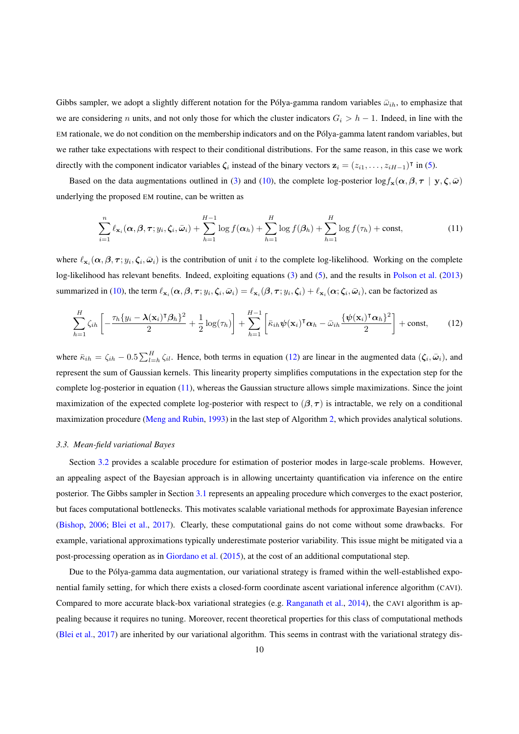Gibbs sampler, we adopt a slightly different notation for the Pólya-gamma random variables $\bar{\omega}_{ih}$, to emphasize that we are considering $n$ units, and not only those for which the cluster indicators $G_i > h-1$. Indeed, in line with the EM rationale, we do not condition on the membership indicators and on the Pólya-gamma latent random variables, but we rather take expectations with respect to their conditional distributions. For the same reason, in this case we work directly with the component indicator variables $\boldsymbol{\zeta}_i$ instead of the binary vectors $\mathbf{z}_i = (z_{i1}, \ldots, z_{iH-1})^\intercal$ in (5).

Based on the data augmentations outlined in (3) and (10), the complete log-posterior $\log f_{\mathbf{x}}(\boldsymbol{\alpha}, \boldsymbol{\beta}, \boldsymbol{\tau} \mid \mathbf{y}, \boldsymbol{\zeta}, \bar{\boldsymbol{\omega}})$ underlying the proposed EM routine, can be written as

$$\sum_{i=1}^{n} \ell_{\mathbf{x}_i}(\boldsymbol{\alpha}, \boldsymbol{\beta}, \boldsymbol{\tau}; y_i, \boldsymbol{\zeta}_i, \bar{\boldsymbol{\omega}}_i) + \sum_{h=1}^{H-1} \log f(\boldsymbol{\alpha}_h) + \sum_{h=1}^{H} \log f(\boldsymbol{\beta}_h) + \sum_{h=1}^{H} \log f(\tau_h) + \text{const}, \tag{11}$$

where $\ell_{\mathbf{x}_i}(\boldsymbol{\alpha}, \boldsymbol{\beta}, \boldsymbol{\tau}; y_i, \boldsymbol{\zeta}_i, \bar{\boldsymbol{\omega}}_i)$ is the contribution of unit $i$ to the complete log-likelihood. Working on the complete log-likelihood has relevant benefits. Indeed, exploiting equations (3) and (5), and the results in Polson et al. (2013) summarized in (10), the term $\ell_{\mathbf{x}_i}(\boldsymbol{\alpha}, \boldsymbol{\beta}, \boldsymbol{\tau}; y_i, \boldsymbol{\zeta}_i, \bar{\boldsymbol{\omega}}_i) = \ell_{\mathbf{x}_i}(\boldsymbol{\beta}, \boldsymbol{\tau}; y_i, \boldsymbol{\zeta}_i) + \ell_{\mathbf{x}_i}(\boldsymbol{\alpha}; \boldsymbol{\zeta}_i, \bar{\boldsymbol{\omega}}_i)$, can be factorized as

$$\sum_{h=1}^{H} \zeta_{ih} \left[ -\frac{\tau_h \{y_i - \boldsymbol{\lambda}(\mathbf{x}_i)^\intercal \boldsymbol{\beta}_h\}^2}{2} + \frac{1}{2}\log(\tau_h) \right] + \sum_{h=1}^{H-1} \left[ \bar{\kappa}_{ih} \boldsymbol{\psi}(\mathbf{x}_i)^\intercal \boldsymbol{\alpha}_h - \bar{\omega}_{ih} \frac{\{\boldsymbol{\psi}(\mathbf{x}_i)^\intercal \boldsymbol{\alpha}_h\}^2}{2} \right] + \text{const}, \tag{12}$$

where $\bar{\kappa}_{ih} = \zeta_{ih} - 0.5 \sum_{l=h}^{H} \zeta_{il}$. Hence, both terms in equation (12) are linear in the augmented data $(\boldsymbol{\zeta}_i, \bar{\boldsymbol{\omega}}_i)$, and represent the sum of Gaussian kernels. This linearity property simplifies computations in the expectation step for the complete log-posterior in equation (11), whereas the Gaussian structure allows simple maximizations. Since the joint maximization of the expected complete log-posterior with respect to $(\boldsymbol{\beta}, \boldsymbol{\tau})$ is intractable, we rely on a conditional maximization procedure (Meng and Rubin, 1993) in the last step of Algorithm 2, which provides analytical solutions.

### 3.3. *Mean-field variational Bayes*

Section 3.2 provides a scalable procedure for estimation of posterior modes in large-scale problems. However, an appealing aspect of the Bayesian approach is in allowing uncertainty quantification via inference on the entire posterior. The Gibbs sampler in Section 3.1 represents an appealing procedure which converges to the exact posterior, but faces computational bottlenecks. This motivates scalable variational methods for approximate Bayesian inference (Bishop, 2006; Blei et al., 2017). Clearly, these computational gains do not come without some drawbacks. For example, variational approximations typically underestimate posterior variability. This issue might be mitigated via a post-processing operation as in Giordano et al. (2015), at the cost of an additional computational step.

Due to the Pólya-gamma data augmentation, our variational strategy is framed within the well-established exponential family setting, for which there exists a closed-form coordinate ascent variational inference algorithm (CAVI). Compared to more accurate black-box variational strategies (e.g. Ranganath et al., 2014), the CAVI algorithm is appealing because it requires no tuning. Moreover, recent theoretical properties for this class of computational methods (Blei et al., 2017) are inherited by our variational algorithm. This seems in contrast with the variational strategy dis-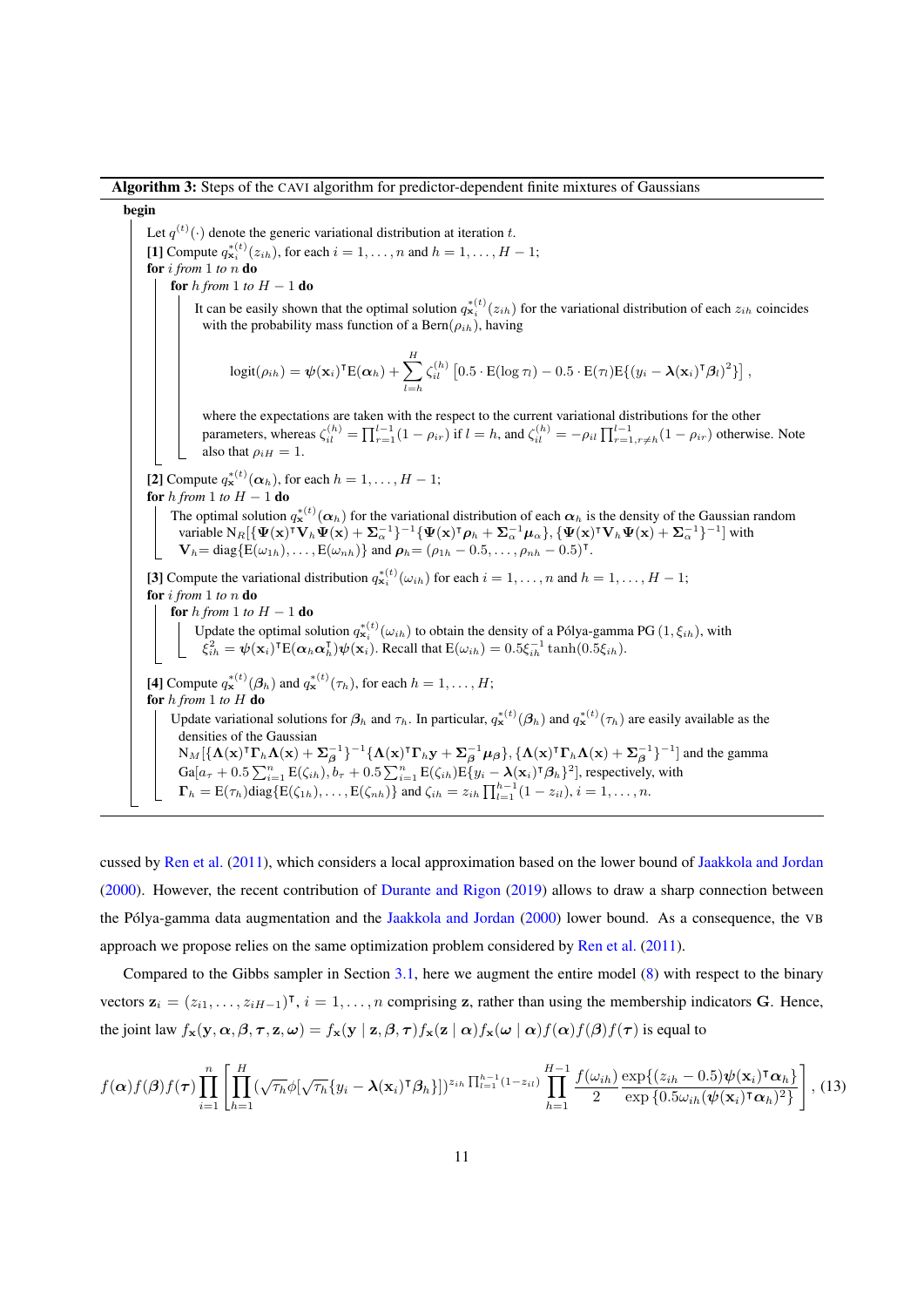**Algorithm 3:** Steps of the CAVI algorithm for predictor-dependent finite mixtures of Gaussians

**begin**

Let $q^{(t)}(\cdot)$ denote the generic variational distribution at iteration $t$.

**[1]** Compute $q^{*(t)}_{\mathbf{x}_i}(z_{ih})$, for each $i = 1, \ldots, n$ and $h = 1, \ldots, H-1$;

**for** *i from* 1 *to* $n$ **do**

  **for** *h from* 1 *to* $H-1$ **do**

   It can be easily shown that the optimal solution $q^{*(t)}_{\mathbf{x}_i}(z_{ih})$ for the variational distribution of each $z_{ih}$ coincides with the probability mass function of a $\text{Bern}(\rho_{ih})$, having

$$\text{logit}(\rho_{ih}) = \boldsymbol{\psi}(\mathbf{x}_i)^\intercal \text{E}(\boldsymbol{\alpha}_h) + \sum_{l=h}^{H} \zeta_{il}^{(h)} \left[0.5 \cdot \text{E}(\log \tau_l) - 0.5 \cdot \text{E}(\tau_l)\text{E}\{(y_i - \boldsymbol{\lambda}(\mathbf{x}_i)^\intercal \boldsymbol{\beta}_l)^2\}\right],$$

   where the expectations are taken with the respect to the current variational distributions for the other parameters, whereas $\zeta_{il}^{(h)} = \prod_{r=1}^{l-1}(1-\rho_{ir})$ if $l = h$, and $\zeta_{il}^{(h)} = -\rho_{il}\prod_{r=1, r\neq h}^{l-1}(1-\rho_{ir})$ otherwise. Note also that $\rho_{iH} = 1$.

**[2]** Compute $q^{*(t)}_{\mathbf{x}}(\boldsymbol{\alpha}_h)$, for each $h = 1, \ldots, H-1$;

**for** *h from* 1 *to* $H-1$ **do**

  The optimal solution $q^{*(t)}_{\mathbf{x}}(\boldsymbol{\alpha}_h)$ for the variational distribution of each $\boldsymbol{\alpha}_h$ is the density of the Gaussian random variable $\text{N}_R[\{\boldsymbol{\Psi}(\mathbf{x})^\intercal \mathbf{V}_h \boldsymbol{\Psi}(\mathbf{x}) + \boldsymbol{\Sigma}_\alpha^{-1}\}^{-1}\{\boldsymbol{\Psi}(\mathbf{x})^\intercal \boldsymbol{\rho}_h + \boldsymbol{\Sigma}_\alpha^{-1}\boldsymbol{\mu}_\alpha\}, \{\boldsymbol{\Psi}(\mathbf{x})^\intercal \mathbf{V}_h \boldsymbol{\Psi}(\mathbf{x}) + \boldsymbol{\Sigma}_\alpha^{-1}\}^{-1}]$ with $\mathbf{V}_h = \text{diag}\{\text{E}(\omega_{1h}), \ldots, \text{E}(\omega_{nh})\}$ and $\boldsymbol{\rho}_h = (\rho_{1h} - 0.5, \ldots, \rho_{nh} - 0.5)^\intercal$.

**[3]** Compute the variational distribution $q^{*(t)}_{\mathbf{x}_i}(\omega_{ih})$ for each $i = 1, \ldots, n$ and $h = 1, \ldots, H-1$;

**for** *i from* 1 *to* $n$ **do**

  **for** *h from* 1 *to* $H-1$ **do**

   Update the optimal solution $q^{*(t)}_{\mathbf{x}_i}(\omega_{ih})$ to obtain the density of a Pólya-gamma $\text{PG}(1, \xi_{ih})$, with $\xi_{ih}^2 = \boldsymbol{\psi}(\mathbf{x}_i)^\intercal \text{E}(\boldsymbol{\alpha}_h \boldsymbol{\alpha}_h^\intercal)\boldsymbol{\psi}(\mathbf{x}_i)$. Recall that $\text{E}(\omega_{ih}) = 0.5\xi_{ih}^{-1}\tanh(0.5\xi_{ih})$.

**[4]** Compute $q^{*(t)}_{\mathbf{x}}(\boldsymbol{\beta}_h)$ and $q^{*(t)}_{\mathbf{x}}(\tau_h)$, for each $h = 1, \ldots, H$;

**for** *h from* 1 *to* $H$ **do**

  Update variational solutions for $\boldsymbol{\beta}_h$ and $\tau_h$. In particular, $q^{*(t)}_{\mathbf{x}}(\boldsymbol{\beta}_h)$ and $q^{*(t)}_{\mathbf{x}}(\tau_h)$ are easily available as the densities of the Gaussian $\text{N}_M[\{\boldsymbol{\Lambda}(\mathbf{x})^\intercal \boldsymbol{\Gamma}_h \boldsymbol{\Lambda}(\mathbf{x}) + \boldsymbol{\Sigma}_{\boldsymbol{\beta}}^{-1}\}^{-1}\{\boldsymbol{\Lambda}(\mathbf{x})^\intercal \boldsymbol{\Gamma}_h \mathbf{y} + \boldsymbol{\Sigma}_{\boldsymbol{\beta}}^{-1}\boldsymbol{\mu}_{\boldsymbol{\beta}}\}, \{\boldsymbol{\Lambda}(\mathbf{x})^\intercal \boldsymbol{\Gamma}_h \boldsymbol{\Lambda}(\mathbf{x}) + \boldsymbol{\Sigma}_{\boldsymbol{\beta}}^{-1}\}^{-1}]$ and the gamma $\text{Ga}[a_\tau + 0.5\sum_{i=1}^n \text{E}(\zeta_{ih}), b_\tau + 0.5\sum_{i=1}^n \text{E}(\zeta_{ih})\text{E}\{y_i - \boldsymbol{\lambda}(\mathbf{x}_i)^\intercal \boldsymbol{\beta}_h\}^2]$, respectively, with $\boldsymbol{\Gamma}_h = \text{E}(\tau_h)\text{diag}\{\text{E}(\zeta_{1h}), \ldots, \text{E}(\zeta_{nh})\}$ and $\zeta_{ih} = z_{ih}\prod_{l=1}^{h-1}(1-z_{il})$, $i = 1, \ldots, n$.

---

cussed by Ren et al. (2011), which considers a local approximation based on the lower bound of Jaakkola and Jordan (2000). However, the recent contribution of Durante and Rigon (2019) allows to draw a sharp connection between the Pólya-gamma data augmentation and the Jaakkola and Jordan (2000) lower bound. As a consequence, the VB approach we propose relies on the same optimization problem considered by Ren et al. (2011).

Compared to the Gibbs sampler in Section 3.1, here we augment the entire model (8) with respect to the binary vectors $\mathbf{z}_i = (z_{i1}, \ldots, z_{iH-1})^\intercal$, $i = 1, \ldots, n$ comprising $\mathbf{z}$, rather than using the membership indicators $\mathbf{G}$. Hence, the joint law $f_{\mathbf{x}}(\mathbf{y}, \boldsymbol{\alpha}, \boldsymbol{\beta}, \boldsymbol{\tau}, \mathbf{z}, \boldsymbol{\omega}) = f_{\mathbf{x}}(\mathbf{y} \mid \mathbf{z}, \boldsymbol{\beta}, \boldsymbol{\tau}) f_{\mathbf{x}}(\mathbf{z} \mid \boldsymbol{\alpha}) f_{\mathbf{x}}(\boldsymbol{\omega} \mid \boldsymbol{\alpha}) f(\boldsymbol{\alpha}) f(\boldsymbol{\beta}) f(\boldsymbol{\tau})$ is equal to

$$f(\boldsymbol{\alpha})f(\boldsymbol{\beta})f(\boldsymbol{\tau})\prod_{i=1}^{n}\left[\prod_{h=1}^{H}(\sqrt{\tau_h}\phi[\sqrt{\tau_h}\{y_i - \boldsymbol{\lambda}(\mathbf{x}_i)^\intercal\boldsymbol{\beta}_h\}])^{z_{ih}\prod_{l=1}^{h-1}(1-z_{il})}\prod_{h=1}^{H-1}\frac{f(\omega_{ih})}{2}\frac{\exp\{(z_{ih}-0.5)\boldsymbol{\psi}(\mathbf{x}_i)^\intercal\boldsymbol{\alpha}_h\}}{\exp\{0.5\omega_{ih}(\boldsymbol{\psi}(\mathbf{x}_i)^\intercal\boldsymbol{\alpha}_h)^2\}}\right], \quad (13)$$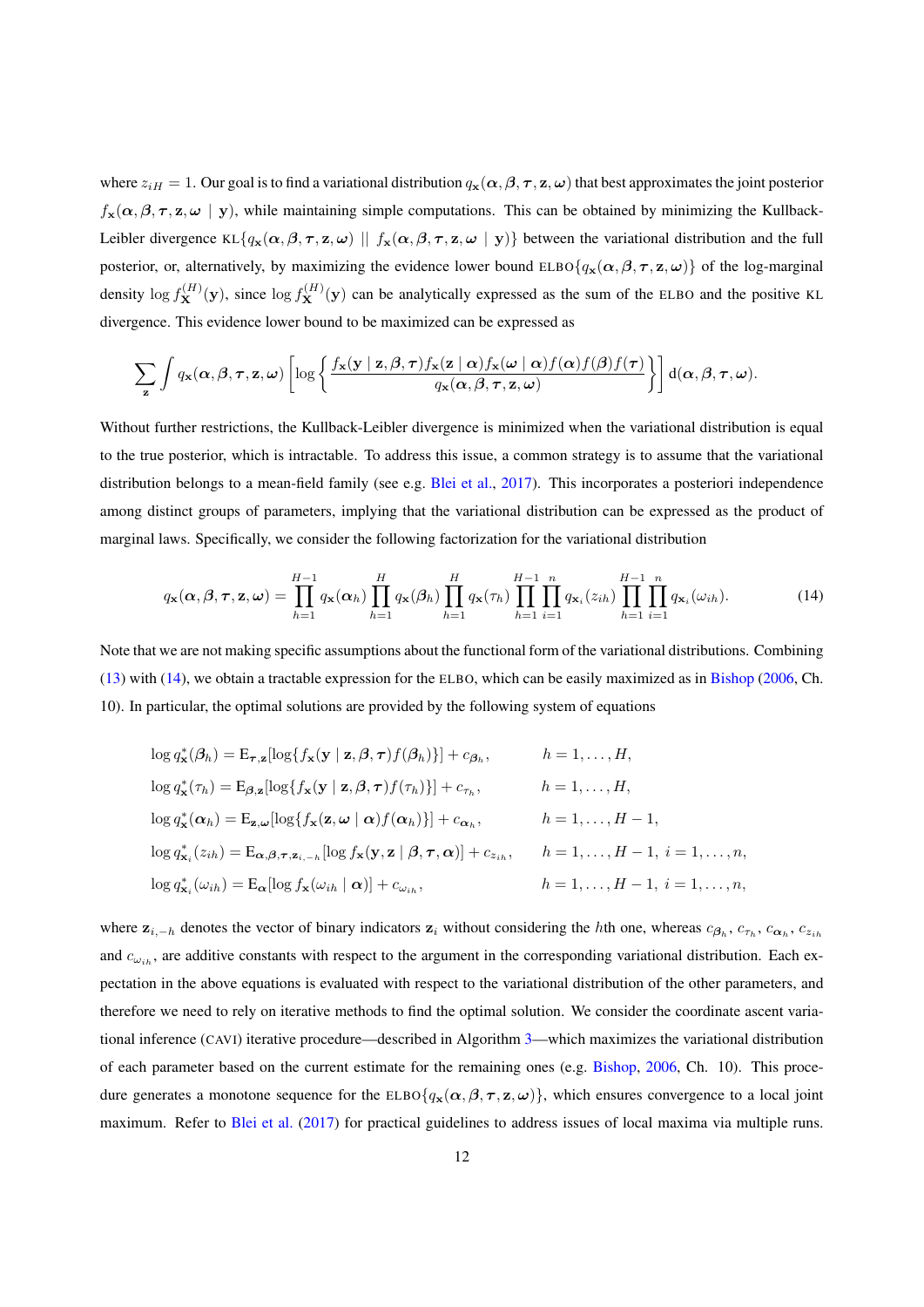where $z_{iH} = 1$. Our goal is to find a variational distribution $q_{\mathbf{x}}(\boldsymbol{\alpha}, \boldsymbol{\beta}, \boldsymbol{\tau}, \mathbf{z}, \boldsymbol{\omega})$ that best approximates the joint posterior $f_{\mathbf{x}}(\boldsymbol{\alpha}, \boldsymbol{\beta}, \boldsymbol{\tau}, \mathbf{z}, \boldsymbol{\omega} \mid \mathbf{y})$, while maintaining simple computations. This can be obtained by minimizing the Kullback-Leibler divergence $\text{KL}\{q_{\mathbf{x}}(\boldsymbol{\alpha}, \boldsymbol{\beta}, \boldsymbol{\tau}, \mathbf{z}, \boldsymbol{\omega}) \mid\mid f_{\mathbf{x}}(\boldsymbol{\alpha}, \boldsymbol{\beta}, \boldsymbol{\tau}, \mathbf{z}, \boldsymbol{\omega} \mid \mathbf{y})\}$ between the variational distribution and the full posterior, or, alternatively, by maximizing the evidence lower bound $\text{ELBO}\{q_{\mathbf{x}}(\boldsymbol{\alpha}, \boldsymbol{\beta}, \boldsymbol{\tau}, \mathbf{z}, \boldsymbol{\omega})\}$ of the log-marginal density $\log f_{\mathbf{X}}^{(H)}(\mathbf{y})$, since $\log f_{\mathbf{X}}^{(H)}(\mathbf{y})$ can be analytically expressed as the sum of the ELBO and the positive KL divergence. This evidence lower bound to be maximized can be expressed as

$$\sum_{\mathbf{z}} \int q_{\mathbf{x}}(\boldsymbol{\alpha}, \boldsymbol{\beta}, \boldsymbol{\tau}, \mathbf{z}, \boldsymbol{\omega}) \left[ \log \left\{ \frac{f_{\mathbf{x}}(\mathbf{y} \mid \mathbf{z}, \boldsymbol{\beta}, \boldsymbol{\tau}) f_{\mathbf{x}}(\mathbf{z} \mid \boldsymbol{\alpha}) f_{\mathbf{x}}(\boldsymbol{\omega} \mid \boldsymbol{\alpha}) f(\boldsymbol{\alpha}) f(\boldsymbol{\beta}) f(\boldsymbol{\tau})}{q_{\mathbf{x}}(\boldsymbol{\alpha}, \boldsymbol{\beta}, \boldsymbol{\tau}, \mathbf{z}, \boldsymbol{\omega})} \right\} \right] \mathrm{d}(\boldsymbol{\alpha}, \boldsymbol{\beta}, \boldsymbol{\tau}, \boldsymbol{\omega}).$$

Without further restrictions, the Kullback-Leibler divergence is minimized when the variational distribution is equal to the true posterior, which is intractable. To address this issue, a common strategy is to assume that the variational distribution belongs to a mean-field family (see e.g. Blei et al., 2017). This incorporates a posteriori independence among distinct groups of parameters, implying that the variational distribution can be expressed as the product of marginal laws. Specifically, we consider the following factorization for the variational distribution

$$q_{\mathbf{x}}(\boldsymbol{\alpha}, \boldsymbol{\beta}, \boldsymbol{\tau}, \mathbf{z}, \boldsymbol{\omega}) = \prod_{h=1}^{H-1} q_{\mathbf{x}}(\boldsymbol{\alpha}_h) \prod_{h=1}^{H} q_{\mathbf{x}}(\boldsymbol{\beta}_h) \prod_{h=1}^{H} q_{\mathbf{x}}(\tau_h) \prod_{h=1}^{H-1} \prod_{i=1}^{n} q_{\mathbf{x}_i}(z_{ih}) \prod_{h=1}^{H-1} \prod_{i=1}^{n} q_{\mathbf{x}_i}(\omega_{ih}). \tag{14}$$

Note that we are not making specific assumptions about the functional form of the variational distributions. Combining (13) with (14), we obtain a tractable expression for the ELBO, which can be easily maximized as in Bishop (2006, Ch. 10). In particular, the optimal solutions are provided by the following system of equations

$$\begin{aligned}
&\log q^*_{\mathbf{x}}(\boldsymbol{\beta}_h) = \mathrm{E}_{\boldsymbol{\tau},\mathbf{z}}[\log\{f_{\mathbf{x}}(\mathbf{y} \mid \mathbf{z}, \boldsymbol{\beta}, \boldsymbol{\tau}) f(\boldsymbol{\beta}_h)\}] + c_{\boldsymbol{\beta}_h}, && h = 1, \dots, H, \\
&\log q^*_{\mathbf{x}}(\tau_h) = \mathrm{E}_{\boldsymbol{\beta},\mathbf{z}}[\log\{f_{\mathbf{x}}(\mathbf{y} \mid \mathbf{z}, \boldsymbol{\beta}, \boldsymbol{\tau}) f(\tau_h)\}] + c_{\tau_h}, && h = 1, \dots, H, \\
&\log q^*_{\mathbf{x}}(\boldsymbol{\alpha}_h) = \mathrm{E}_{\mathbf{z},\boldsymbol{\omega}}[\log\{f_{\mathbf{x}}(\mathbf{z}, \boldsymbol{\omega} \mid \boldsymbol{\alpha}) f(\boldsymbol{\alpha}_h)\}] + c_{\boldsymbol{\alpha}_h}, && h = 1, \dots, H-1, \\
&\log q^*_{\mathbf{x}_i}(z_{ih}) = \mathrm{E}_{\boldsymbol{\alpha},\boldsymbol{\beta},\boldsymbol{\tau},\mathbf{z}_{i,-h}}[\log f_{\mathbf{x}}(\mathbf{y}, \mathbf{z} \mid \boldsymbol{\beta}, \boldsymbol{\tau}, \boldsymbol{\alpha})] + c_{z_{ih}}, && h = 1, \dots, H-1,\ i = 1, \dots, n, \\
&\log q^*_{\mathbf{x}_i}(\omega_{ih}) = \mathrm{E}_{\boldsymbol{\alpha}}[\log f_{\mathbf{x}}(\omega_{ih} \mid \boldsymbol{\alpha})] + c_{\omega_{ih}}, && h = 1, \dots, H-1,\ i = 1, \dots, n,
\end{aligned}$$

where $\mathbf{z}_{i,-h}$ denotes the vector of binary indicators $\mathbf{z}_i$ without considering the $h$th one, whereas $c_{\boldsymbol{\beta}_h}$, $c_{\tau_h}$, $c_{\boldsymbol{\alpha}_h}$, $c_{z_{ih}}$ and $c_{\omega_{ih}}$, are additive constants with respect to the argument in the corresponding variational distribution. Each expectation in the above equations is evaluated with respect to the variational distribution of the other parameters, and therefore we need to rely on iterative methods to find the optimal solution. We consider the coordinate ascent variational inference (CAVI) iterative procedure—described in Algorithm 3—which maximizes the variational distribution of each parameter based on the current estimate for the remaining ones (e.g. Bishop, 2006, Ch. 10). This procedure generates a monotone sequence for the $\text{ELBO}\{q_{\mathbf{x}}(\boldsymbol{\alpha}, \boldsymbol{\beta}, \boldsymbol{\tau}, \mathbf{z}, \boldsymbol{\omega})\}$, which ensures convergence to a local joint maximum. Refer to Blei et al. (2017) for practical guidelines to address issues of local maxima via multiple runs.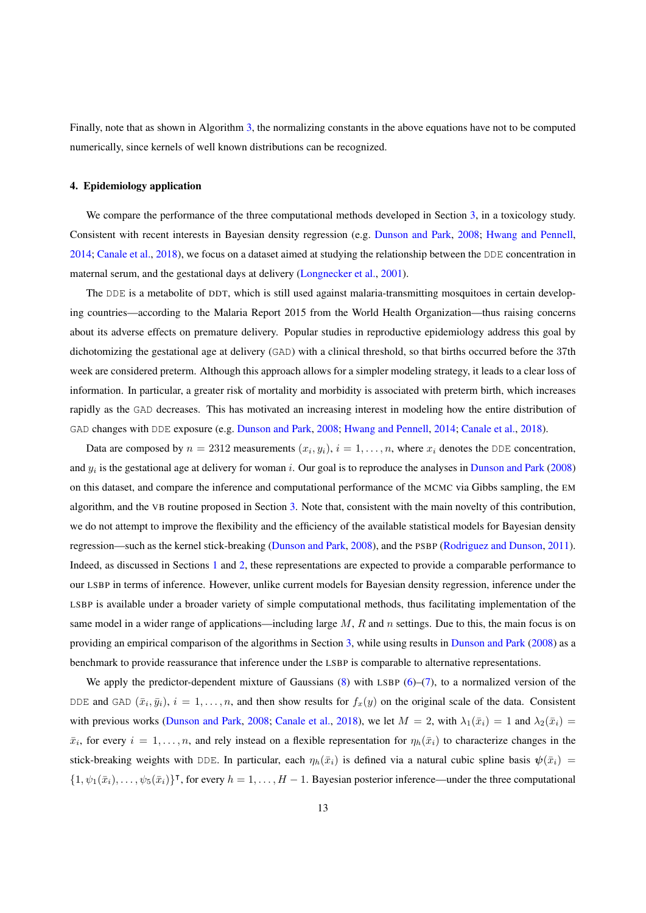Finally, note that as shown in Algorithm 3, the normalizing constants in the above equations have not to be computed numerically, since kernels of well known distributions can be recognized.

## 4. Epidemiology application

We compare the performance of the three computational methods developed in Section 3, in a toxicology study. Consistent with recent interests in Bayesian density regression (e.g. Dunson and Park, 2008; Hwang and Pennell, 2014; Canale et al., 2018), we focus on a dataset aimed at studying the relationship between the DDE concentration in maternal serum, and the gestational days at delivery (Longnecker et al., 2001).

The DDE is a metabolite of DDT, which is still used against malaria-transmitting mosquitoes in certain developing countries—according to the Malaria Report 2015 from the World Health Organization—thus raising concerns about its adverse effects on premature delivery. Popular studies in reproductive epidemiology address this goal by dichotomizing the gestational age at delivery (GAD) with a clinical threshold, so that births occurred before the 37th week are considered preterm. Although this approach allows for a simpler modeling strategy, it leads to a clear loss of information. In particular, a greater risk of mortality and morbidity is associated with preterm birth, which increases rapidly as the GAD decreases. This has motivated an increasing interest in modeling how the entire distribution of GAD changes with DDE exposure (e.g. Dunson and Park, 2008; Hwang and Pennell, 2014; Canale et al., 2018).

Data are composed by $n = 2312$ measurements $(x_i, y_i)$, $i = 1, \ldots, n$, where $x_i$ denotes the DDE concentration, and $y_i$ is the gestational age at delivery for woman $i$. Our goal is to reproduce the analyses in Dunson and Park (2008) on this dataset, and compare the inference and computational performance of the MCMC via Gibbs sampling, the EM algorithm, and the VB routine proposed in Section 3. Note that, consistent with the main novelty of this contribution, we do not attempt to improve the flexibility and the efficiency of the available statistical models for Bayesian density regression—such as the kernel stick-breaking (Dunson and Park, 2008), and the PSBP (Rodriguez and Dunson, 2011). Indeed, as discussed in Sections 1 and 2, these representations are expected to provide a comparable performance to our LSBP in terms of inference. However, unlike current models for Bayesian density regression, inference under the LSBP is available under a broader variety of simple computational methods, thus facilitating implementation of the same model in a wider range of applications—including large $M$, $R$ and $n$ settings. Due to this, the main focus is on providing an empirical comparison of the algorithms in Section 3, while using results in Dunson and Park (2008) as a benchmark to provide reassurance that inference under the LSBP is comparable to alternative representations.

We apply the predictor-dependent mixture of Gaussians (8) with LSBP (6)–(7), to a normalized version of the DDE and GAD $(\bar{x}_i, \bar{y}_i)$, $i = 1, \ldots, n$, and then show results for $f_x(y)$ on the original scale of the data. Consistent with previous works (Dunson and Park, 2008; Canale et al., 2018), we let $M = 2$, with $\lambda_1(\bar{x}_i) = 1$ and $\lambda_2(\bar{x}_i) = \bar{x}_i$, for every $i = 1, \ldots, n$, and rely instead on a flexible representation for $\eta_h(\bar{x}_i)$ to characterize changes in the stick-breaking weights with DDE. In particular, each $\eta_h(\bar{x}_i)$ is defined via a natural cubic spline basis $\boldsymbol{\psi}(\bar{x}_i) = \{1, \psi_1(\bar{x}_i), \ldots, \psi_5(\bar{x}_i)\}^\intercal$, for every $h = 1, \ldots, H - 1$. Bayesian posterior inference—under the three computational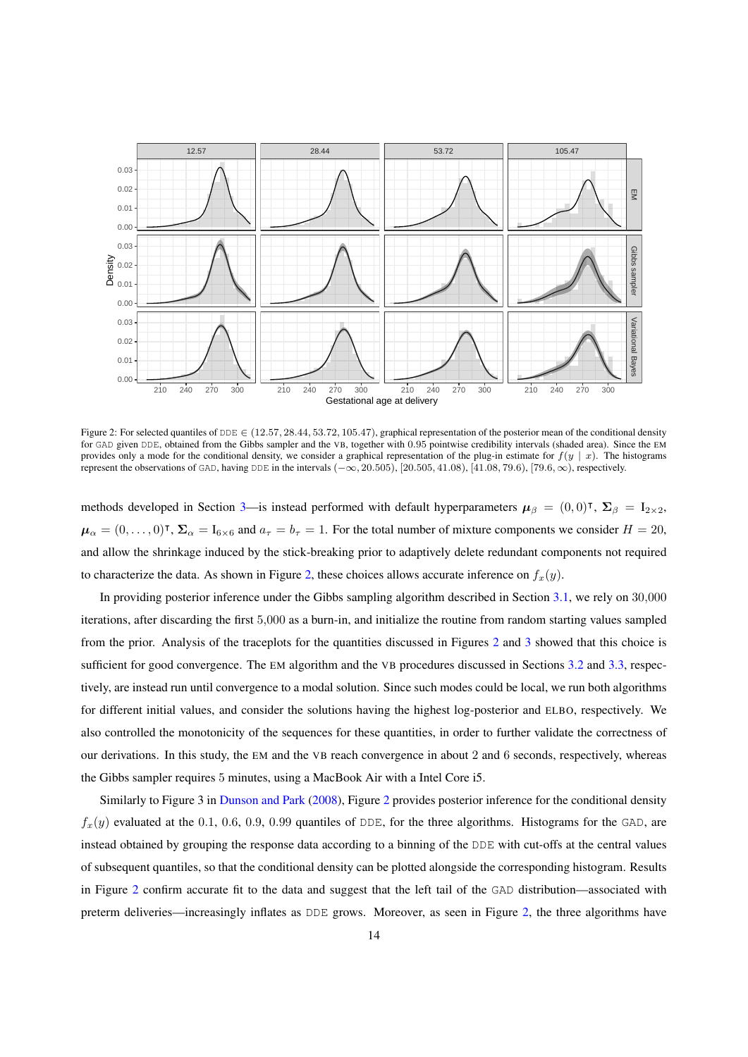Figure 2: For selected quantiles of DDE $\in (12.57, 28.44, 53.72, 105.47)$, graphical representation of the posterior mean of the conditional density for GAD given DDE, obtained from the Gibbs sampler and the VB, together with 0.95 pointwise credibility intervals (shaded area). Since the EM provides only a mode for the conditional density, we consider a graphical representation of the plug-in estimate for $f(y \mid x)$. The histograms represent the observations of GAD, having DDE in the intervals $(-\infty, 20.505)$, $[20.505, 41.08)$, $[41.08, 79.6)$, $[79.6, \infty)$, respectively.

methods developed in Section 3—is instead performed with default hyperparameters $\boldsymbol{\mu}_\beta = (0, 0)^\intercal$, $\boldsymbol{\Sigma}_\beta = \mathrm{I}_{2\times 2}$, $\boldsymbol{\mu}_\alpha = (0, \ldots, 0)^\intercal$, $\boldsymbol{\Sigma}_\alpha = \mathrm{I}_{6\times 6}$ and $a_\tau = b_\tau = 1$. For the total number of mixture components we consider $H = 20$, and allow the shrinkage induced by the stick-breaking prior to adaptively delete redundant components not required to characterize the data. As shown in Figure 2, these choices allows accurate inference on $f_x(y)$.

In providing posterior inference under the Gibbs sampling algorithm described in Section 3.1, we rely on 30,000 iterations, after discarding the first 5,000 as a burn-in, and initialize the routine from random starting values sampled from the prior. Analysis of the traceplots for the quantities discussed in Figures 2 and 3 showed that this choice is sufficient for good convergence. The EM algorithm and the VB procedures discussed in Sections 3.2 and 3.3, respectively, are instead run until convergence to a modal solution. Since such modes could be local, we run both algorithms for different initial values, and consider the solutions having the highest log-posterior and ELBO, respectively. We also controlled the monotonicity of the sequences for these quantities, in order to further validate the correctness of our derivations. In this study, the EM and the VB reach convergence in about 2 and 6 seconds, respectively, whereas the Gibbs sampler requires 5 minutes, using a MacBook Air with a Intel Core i5.

Similarly to Figure 3 in Dunson and Park (2008), Figure 2 provides posterior inference for the conditional density $f_x(y)$ evaluated at the 0.1, 0.6, 0.9, 0.99 quantiles of DDE, for the three algorithms. Histograms for the GAD, are instead obtained by grouping the response data according to a binning of the DDE with cut-offs at the central values of subsequent quantiles, so that the conditional density can be plotted alongside the corresponding histogram. Results in Figure 2 confirm accurate fit to the data and suggest that the left tail of the GAD distribution—associated with preterm deliveries—increasingly inflates as DDE grows. Moreover, as seen in Figure 2, the three algorithms have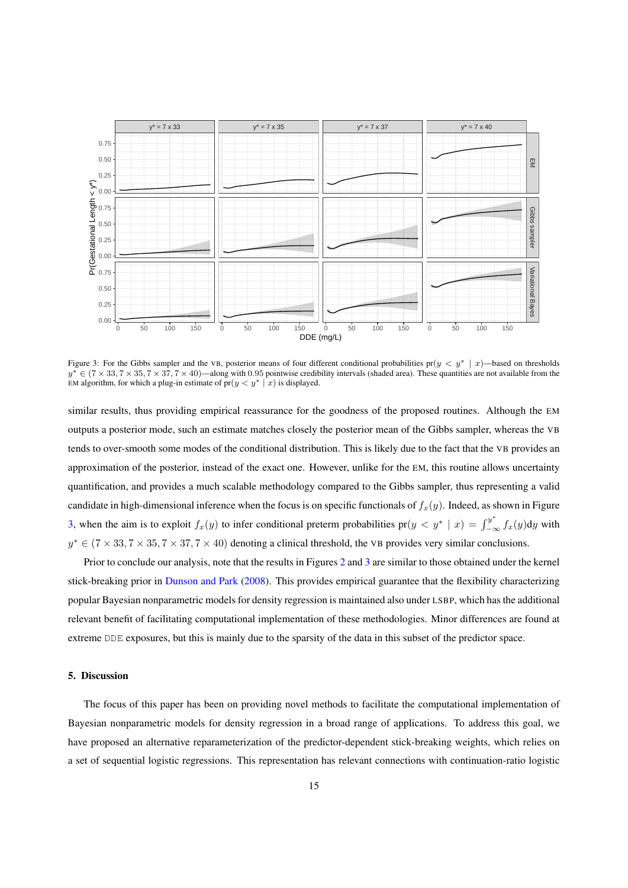Figure 3: For the Gibbs sampler and the VB, posterior means of four different conditional probabilities $\text{pr}(y < y^* \mid x)$—based on thresholds $y^* \in (7 \times 33, 7 \times 35, 7 \times 37, 7 \times 40)$—along with 0.95 pointwise credibility intervals (shaded area). These quantities are not available from the EM algorithm, for which a plug-in estimate of $\text{pr}(y < y^* \mid x)$ is displayed.

similar results, thus providing empirical reassurance for the goodness of the proposed routines. Although the EM outputs a posterior mode, such an estimate matches closely the posterior mean of the Gibbs sampler, whereas the VB tends to over-smooth some modes of the conditional distribution. This is likely due to the fact that the VB provides an approximation of the posterior, instead of the exact one. However, unlike for the EM, this routine allows uncertainty quantification, and provides a much scalable methodology compared to the Gibbs sampler, thus representing a valid candidate in high-dimensional inference when the focus is on specific functionals of $f_x(y)$. Indeed, as shown in Figure 3, when the aim is to exploit $f_x(y)$ to infer conditional preterm probabilities $\text{pr}(y < y^* \mid x) = \int_{-\infty}^{y^*} f_x(y)\text{d}y$ with $y^* \in (7 \times 33, 7 \times 35, 7 \times 37, 7 \times 40)$ denoting a clinical threshold, the VB provides very similar conclusions.

Prior to conclude our analysis, note that the results in Figures 2 and 3 are similar to those obtained under the kernel stick-breaking prior in Dunson and Park (2008). This provides empirical guarantee that the flexibility characterizing popular Bayesian nonparametric models for density regression is maintained also under LSBP, which has the additional relevant benefit of facilitating computational implementation of these methodologies. Minor differences are found at extreme DDE exposures, but this is mainly due to the sparsity of the data in this subset of the predictor space.

## 5. Discussion

The focus of this paper has been on providing novel methods to facilitate the computational implementation of Bayesian nonparametric models for density regression in a broad range of applications. To address this goal, we have proposed an alternative reparameterization of the predictor-dependent stick-breaking weights, which relies on a set of sequential logistic regressions. This representation has relevant connections with continuation-ratio logistic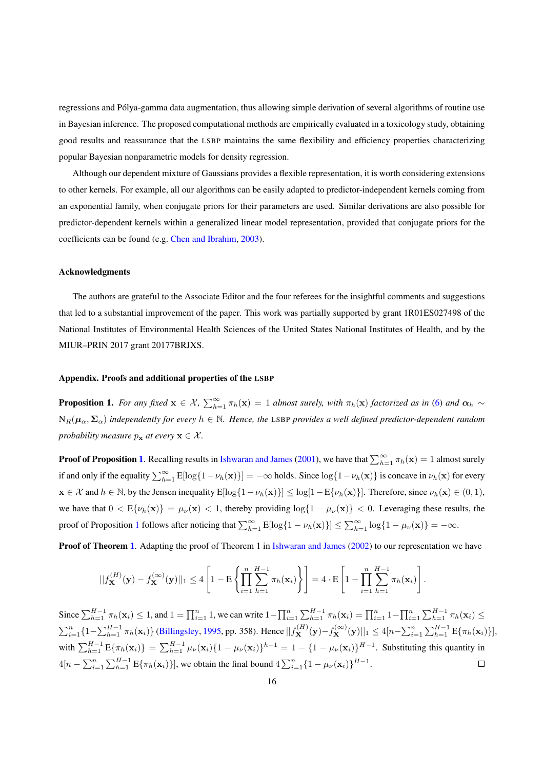regressions and Pólya-gamma data augmentation, thus allowing simple derivation of several algorithms of routine use in Bayesian inference. The proposed computational methods are empirically evaluated in a toxicology study, obtaining good results and reassurance that the LSBP maintains the same flexibility and efficiency properties characterizing popular Bayesian nonparametric models for density regression.

Although our dependent mixture of Gaussians provides a flexible representation, it is worth considering extensions to other kernels. For example, all our algorithms can be easily adapted to predictor-independent kernels coming from an exponential family, when conjugate priors for their parameters are used. Similar derivations are also possible for predictor-dependent kernels within a generalized linear model representation, provided that conjugate priors for the coefficients can be found (e.g. Chen and Ibrahim, 2003).

### Acknowledgments

The authors are grateful to the Associate Editor and the four referees for the insightful comments and suggestions that led to a substantial improvement of the paper. This work was partially supported by grant 1R01ES027498 of the National Institutes of Environmental Health Sciences of the United States National Institutes of Health, and by the MIUR–PRIN 2017 grant 20177BRJXS.

### Appendix. Proofs and additional properties of the LSBP

**Proposition 1.** *For any fixed $\mathbf{x} \in \mathcal{X}$, $\sum_{h=1}^{\infty} \pi_h(\mathbf{x}) = 1$ almost surely, with $\pi_h(\mathbf{x})$ factorized as in (6) and $\boldsymbol{\alpha}_h \sim \mathrm{N}_R(\boldsymbol{\mu}_\alpha, \boldsymbol{\Sigma}_\alpha)$ independently for every $h \in \mathbb{N}$. Hence, the LSBP provides a well defined predictor-dependent random probability measure $p_{\mathbf{x}}$ at every $\mathbf{x} \in \mathcal{X}$.*

**Proof of Proposition 1**. Recalling results in Ishwaran and James (2001), we have that $\sum_{h=1}^{\infty} \pi_h(\mathbf{x}) = 1$ almost surely if and only if the equality $\sum_{h=1}^{\infty} \mathrm{E}[\log\{1 - \nu_h(\mathbf{x})\}] = -\infty$ holds. Since $\log\{1 - \nu_h(\mathbf{x})\}$ is concave in $\nu_h(\mathbf{x})$ for every $\mathbf{x} \in \mathcal{X}$ and $h \in \mathbb{N}$, by the Jensen inequality $\mathrm{E}[\log\{1 - \nu_h(\mathbf{x})\}] \leq \log[1 - \mathrm{E}\{\nu_h(\mathbf{x})\}]$. Therefore, since $\nu_h(\mathbf{x}) \in (0, 1)$, we have that $0 < \mathrm{E}\{\nu_h(\mathbf{x})\} = \mu_\nu(\mathbf{x}) < 1$, thereby providing $\log\{1 - \mu_\nu(\mathbf{x})\} < 0$. Leveraging these results, the proof of Proposition 1 follows after noticing that $\sum_{h=1}^{\infty} \mathrm{E}[\log\{1 - \nu_h(\mathbf{x})\}] \leq \sum_{h=1}^{\infty} \log\{1 - \mu_\nu(\mathbf{x})\} = -\infty$.

**Proof of Theorem 1**. Adapting the proof of Theorem 1 in Ishwaran and James (2002) to our representation we have

$$||f_{\mathbf{X}}^{(H)}(\mathbf{y}) - f_{\mathbf{X}}^{(\infty)}(\mathbf{y})||_1 \leq 4 \left[1 - \mathrm{E}\left\{\prod_{i=1}^{n} \sum_{h=1}^{H-1} \pi_h(\mathbf{x}_i)\right\}\right] = 4 \cdot \mathrm{E}\left[1 - \prod_{i=1}^{n} \sum_{h=1}^{H-1} \pi_h(\mathbf{x}_i)\right].$$

Since $\sum_{h=1}^{H-1} \pi_h(\mathbf{x}_i) \leq 1$, and $1 = \prod_{i=1}^{n} 1$, we can write $1 - \prod_{i=1}^{n} \sum_{h=1}^{H-1} \pi_h(\mathbf{x}_i) = \prod_{i=1}^{n} 1 - \prod_{i=1}^{n} \sum_{h=1}^{H-1} \pi_h(\mathbf{x}_i) \leq \sum_{i=1}^{n}\{1 - \sum_{h=1}^{H-1} \pi_h(\mathbf{x}_i)\}$ (Billingsley, 1995, pp. 358). Hence $||f_{\mathbf{X}}^{(H)}(\mathbf{y}) - f_{\mathbf{X}}^{(\infty)}(\mathbf{y})||_1 \leq 4[n - \sum_{i=1}^{n} \sum_{h=1}^{H-1} \mathrm{E}\{\pi_h(\mathbf{x}_i)\}]$, with $\sum_{h=1}^{H-1} \mathrm{E}\{\pi_h(\mathbf{x}_i)\} = \sum_{h=1}^{H-1} \mu_\nu(\mathbf{x}_i)\{1 - \mu_\nu(\mathbf{x}_i)\}^{h-1} = 1 - \{1 - \mu_\nu(\mathbf{x}_i)\}^{H-1}$. Substituting this quantity in $4[n - \sum_{i=1}^{n} \sum_{h=1}^{H-1} \mathrm{E}\{\pi_h(\mathbf{x}_i)\}]$, we obtain the final bound $4 \sum_{i=1}^{n}\{1 - \mu_\nu(\mathbf{x}_i)\}^{H-1}$. $\square$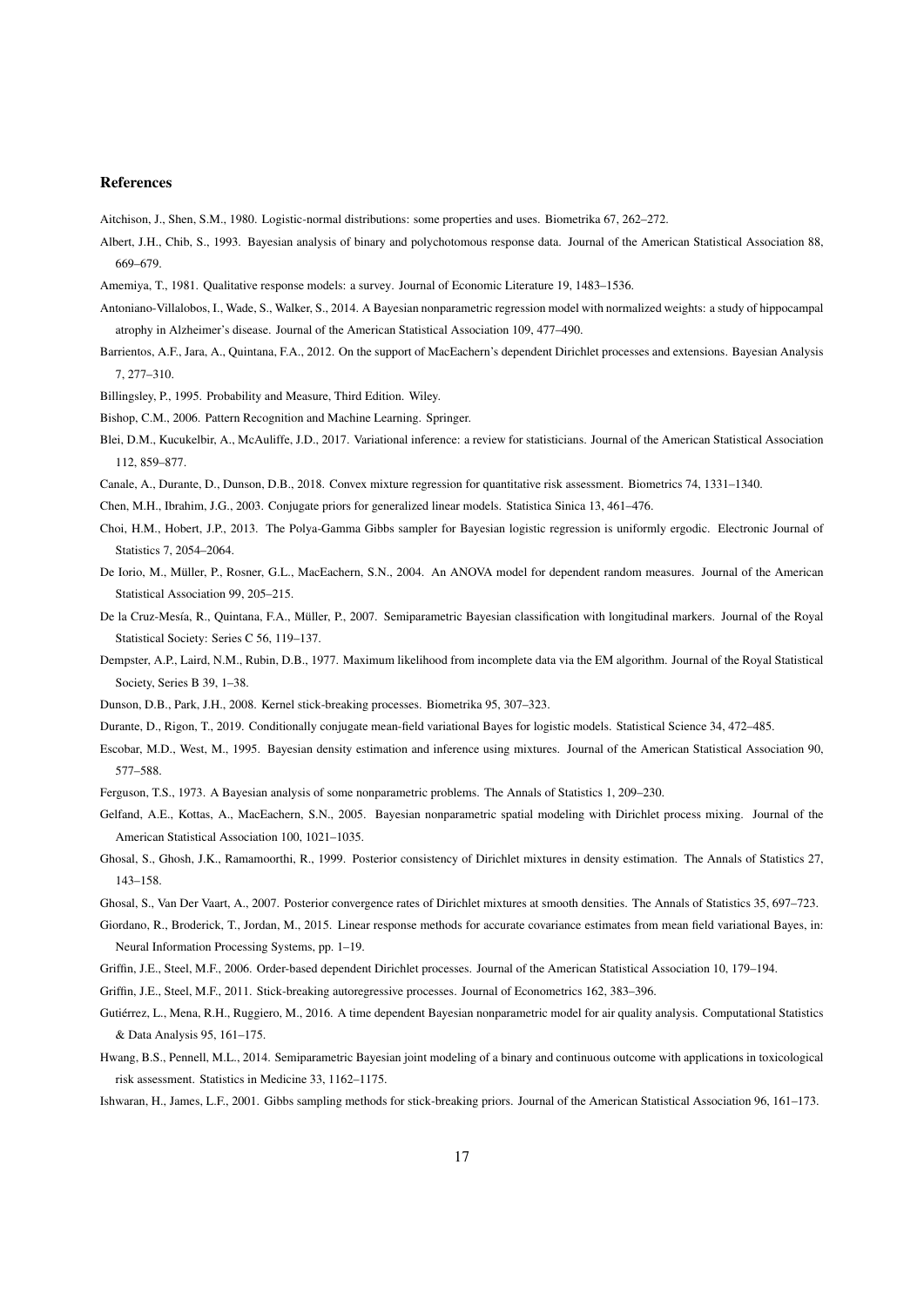## References

Aitchison, J., Shen, S.M., 1980. Logistic-normal distributions: some properties and uses. Biometrika 67, 262–272.

Albert, J.H., Chib, S., 1993. Bayesian analysis of binary and polychotomous response data. Journal of the American Statistical Association 88, 669–679.

Amemiya, T., 1981. Qualitative response models: a survey. Journal of Economic Literature 19, 1483–1536.

Antoniano-Villalobos, I., Wade, S., Walker, S., 2014. A Bayesian nonparametric regression model with normalized weights: a study of hippocampal atrophy in Alzheimer's disease. Journal of the American Statistical Association 109, 477–490.

Barrientos, A.F., Jara, A., Quintana, F.A., 2012. On the support of MacEachern's dependent Dirichlet processes and extensions. Bayesian Analysis 7, 277–310.

Billingsley, P., 1995. Probability and Measure, Third Edition. Wiley.

Bishop, C.M., 2006. Pattern Recognition and Machine Learning. Springer.

Blei, D.M., Kucukelbir, A., McAuliffe, J.D., 2017. Variational inference: a review for statisticians. Journal of the American Statistical Association 112, 859–877.

Canale, A., Durante, D., Dunson, D.B., 2018. Convex mixture regression for quantitative risk assessment. Biometrics 74, 1331–1340.

Chen, M.H., Ibrahim, J.G., 2003. Conjugate priors for generalized linear models. Statistica Sinica 13, 461–476.

Choi, H.M., Hobert, J.P., 2013. The Polya-Gamma Gibbs sampler for Bayesian logistic regression is uniformly ergodic. Electronic Journal of Statistics 7, 2054–2064.

De Iorio, M., Müller, P., Rosner, G.L., MacEachern, S.N., 2004. An ANOVA model for dependent random measures. Journal of the American Statistical Association 99, 205–215.

De la Cruz-Mesía, R., Quintana, F.A., Müller, P., 2007. Semiparametric Bayesian classification with longitudinal markers. Journal of the Royal Statistical Society: Series C 56, 119–137.

Dempster, A.P., Laird, N.M., Rubin, D.B., 1977. Maximum likelihood from incomplete data via the EM algorithm. Journal of the Royal Statistical Society, Series B 39, 1–38.

Dunson, D.B., Park, J.H., 2008. Kernel stick-breaking processes. Biometrika 95, 307–323.

Durante, D., Rigon, T., 2019. Conditionally conjugate mean-field variational Bayes for logistic models. Statistical Science 34, 472–485.

Escobar, M.D., West, M., 1995. Bayesian density estimation and inference using mixtures. Journal of the American Statistical Association 90, 577–588.

Ferguson, T.S., 1973. A Bayesian analysis of some nonparametric problems. The Annals of Statistics 1, 209–230.

Gelfand, A.E., Kottas, A., MacEachern, S.N., 2005. Bayesian nonparametric spatial modeling with Dirichlet process mixing. Journal of the American Statistical Association 100, 1021–1035.

Ghosal, S., Ghosh, J.K., Ramamoorthi, R., 1999. Posterior consistency of Dirichlet mixtures in density estimation. The Annals of Statistics 27, 143–158.

Ghosal, S., Van Der Vaart, A., 2007. Posterior convergence rates of Dirichlet mixtures at smooth densities. The Annals of Statistics 35, 697–723.

Giordano, R., Broderick, T., Jordan, M., 2015. Linear response methods for accurate covariance estimates from mean field variational Bayes, in: Neural Information Processing Systems, pp. 1–19.

Griffin, J.E., Steel, M.F., 2006. Order-based dependent Dirichlet processes. Journal of the American Statistical Association 10, 179–194.

Griffin, J.E., Steel, M.F., 2011. Stick-breaking autoregressive processes. Journal of Econometrics 162, 383–396.

Gutiérrez, L., Mena, R.H., Ruggiero, M., 2016. A time dependent Bayesian nonparametric model for air quality analysis. Computational Statistics & Data Analysis 95, 161–175.

Hwang, B.S., Pennell, M.L., 2014. Semiparametric Bayesian joint modeling of a binary and continuous outcome with applications in toxicological risk assessment. Statistics in Medicine 33, 1162–1175.

Ishwaran, H., James, L.F., 2001. Gibbs sampling methods for stick-breaking priors. Journal of the American Statistical Association 96, 161–173.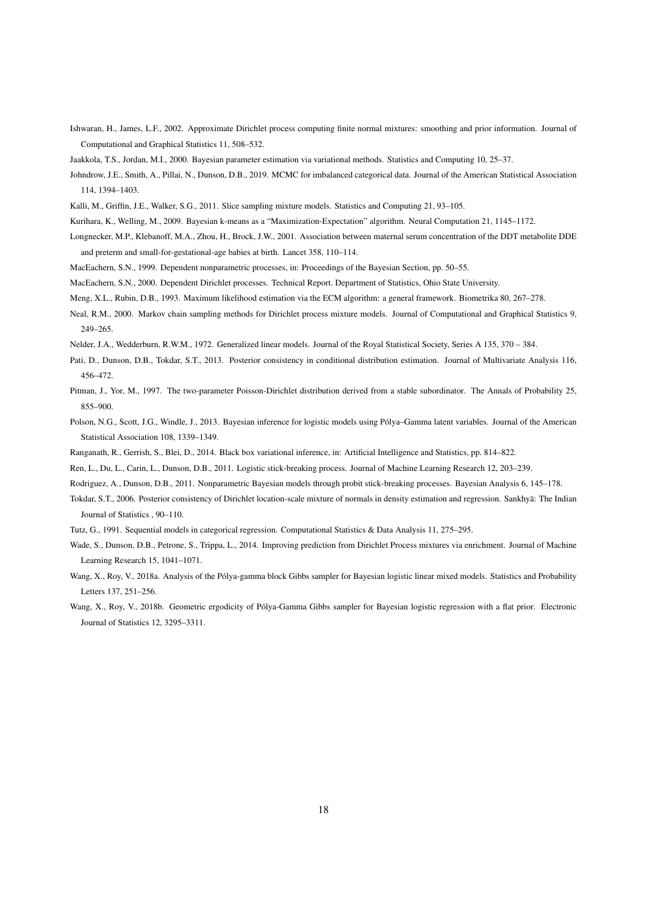Ishwaran, H., James, L.F., 2002. Approximate Dirichlet process computing finite normal mixtures: smoothing and prior information. Journal of Computational and Graphical Statistics 11, 508–532.

Jaakkola, T.S., Jordan, M.I., 2000. Bayesian parameter estimation via variational methods. Statistics and Computing 10, 25–37.

Johndrow, J.E., Smith, A., Pillai, N., Dunson, D.B., 2019. MCMC for imbalanced categorical data. Journal of the American Statistical Association 114, 1394–1403.

Kalli, M., Griffin, J.E., Walker, S.G., 2011. Slice sampling mixture models. Statistics and Computing 21, 93–105.

Kurihara, K., Welling, M., 2009. Bayesian k-means as a "Maximization-Expectation" algorithm. Neural Computation 21, 1145–1172.

Longnecker, M.P., Klebanoff, M.A., Zhou, H., Brock, J.W., 2001. Association between maternal serum concentration of the DDT metabolite DDE and preterm and small-for-gestational-age babies at birth. Lancet 358, 110–114.

MacEachern, S.N., 1999. Dependent nonparametric processes, in: Proceedings of the Bayesian Section, pp. 50–55.

MacEachern, S.N., 2000. Dependent Dirichlet processes. Technical Report. Department of Statistics, Ohio State University.

Meng, X.L., Rubin, D.B., 1993. Maximum likelihood estimation via the ECM algorithm: a general framework. Biometrika 80, 267–278.

Neal, R.M., 2000. Markov chain sampling methods for Dirichlet process mixture models. Journal of Computational and Graphical Statistics 9, 249–265.

Nelder, J.A., Wedderburn, R.W.M., 1972. Generalized linear models. Journal of the Royal Statistical Society, Series A 135, 370 – 384.

Pati, D., Dunson, D.B., Tokdar, S.T., 2013. Posterior consistency in conditional distribution estimation. Journal of Multivariate Analysis 116, 456–472.

Pitman, J., Yor, M., 1997. The two-parameter Poisson-Dirichlet distribution derived from a stable subordinator. The Annals of Probability 25, 855–900.

Polson, N.G., Scott, J.G., Windle, J., 2013. Bayesian inference for logistic models using Pólya–Gamma latent variables. Journal of the American Statistical Association 108, 1339–1349.

Ranganath, R., Gerrish, S., Blei, D., 2014. Black box variational inference, in: Artificial Intelligence and Statistics, pp. 814–822.

Ren, L., Du, L., Carin, L., Dunson, D.B., 2011. Logistic stick-breaking process. Journal of Machine Learning Research 12, 203–239.

Rodriguez, A., Dunson, D.B., 2011. Nonparametric Bayesian models through probit stick-breaking processes. Bayesian Analysis 6, 145–178.

Tokdar, S.T., 2006. Posterior consistency of Dirichlet location-scale mixture of normals in density estimation and regression. Sankhyā: The Indian Journal of Statistics , 90–110.

Tutz, G., 1991. Sequential models in categorical regression. Computational Statistics & Data Analysis 11, 275–295.

Wade, S., Dunson, D.B., Petrone, S., Trippa, L., 2014. Improving prediction from Dirichlet Process mixtures via enrichment. Journal of Machine Learning Research 15, 1041–1071.

Wang, X., Roy, V., 2018a. Analysis of the Pólya-gamma block Gibbs sampler for Bayesian logistic linear mixed models. Statistics and Probability Letters 137, 251–256.

Wang, X., Roy, V., 2018b. Geometric ergodicity of Pólya-Gamma Gibbs sampler for Bayesian logistic regression with a flat prior. Electronic Journal of Statistics 12, 3295–3311.